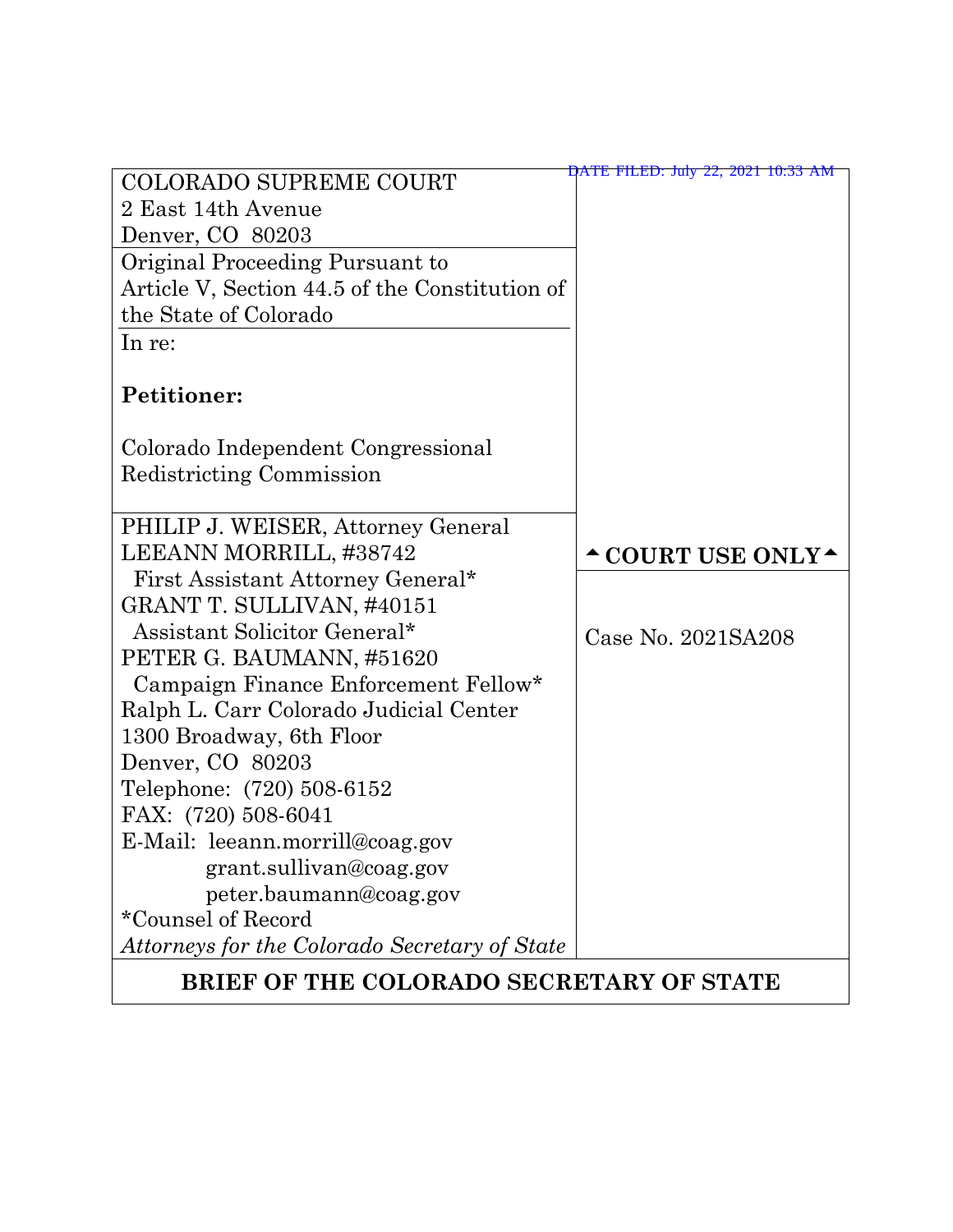DATE FILED: July 22, 2021 10:33 AM

COLORADO SUPREME COURT
2 East 14th Avenue
Denver, CO 80203

Original Proceeding Pursuant to Article V, Section 44.5 of the Constitution of the State of Colorado

In re:

**Petitioner:**

Colorado Independent Congressional Redistricting Commission

PHILIP J. WEISER, Attorney General
LEEANN MORRILL, #38742
First Assistant Attorney General*
GRANT T. SULLIVAN, #40151
Assistant Solicitor General*
PETER G. BAUMANN, #51620
Campaign Finance Enforcement Fellow*
Ralph L. Carr Colorado Judicial Center
1300 Broadway, 6th Floor
Denver, CO 80203
Telephone: (720) 508-6152
FAX: (720) 508-6041
E-Mail: leeann.morrill@coag.gov
grant.sullivan@coag.gov
peter.baumann@coag.gov
*Counsel of Record
*Attorneys for the Colorado Secretary of State*

**▲ COURT USE ONLY ▲**

Case No. 2021SA208

**BRIEF OF THE COLORADO SECRETARY OF STATE**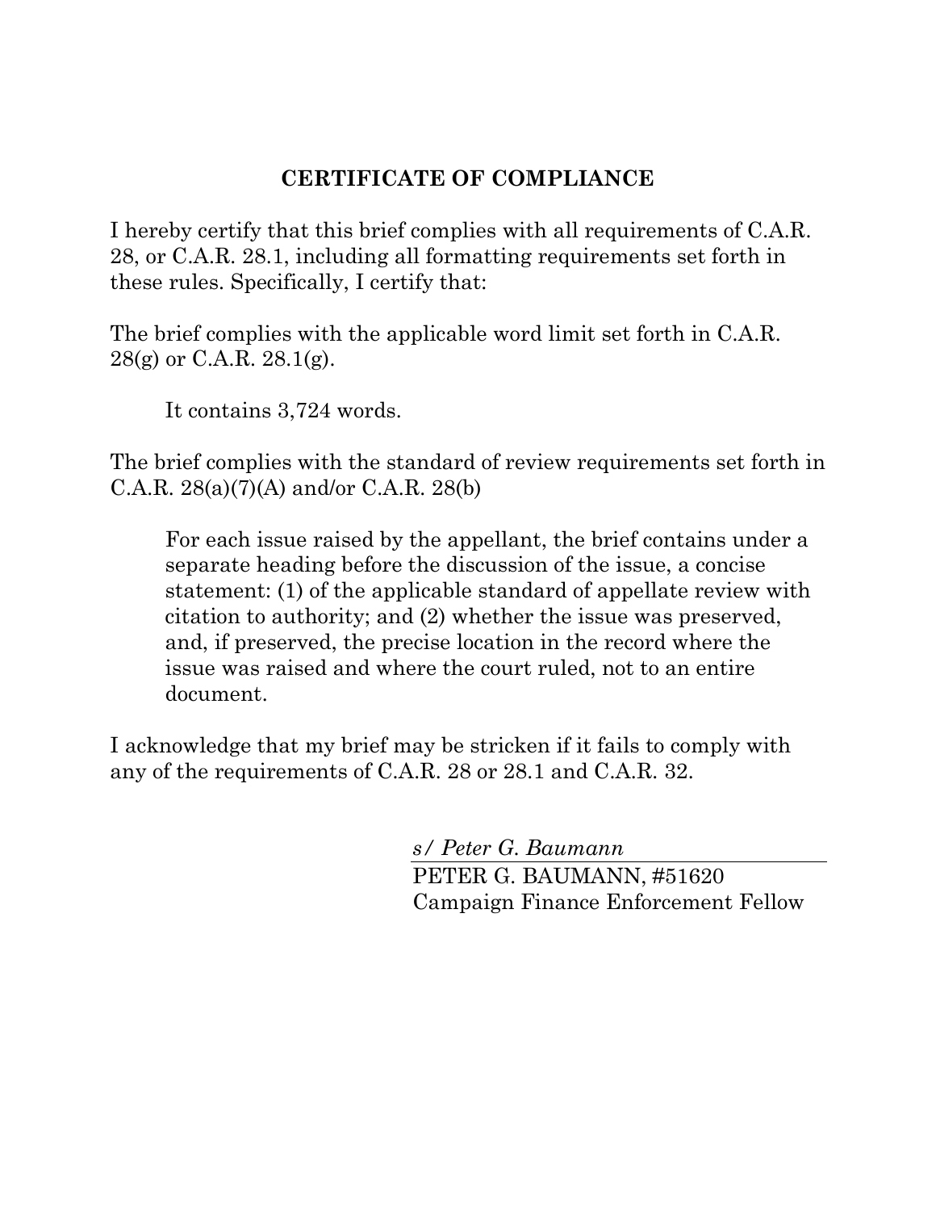## CERTIFICATE OF COMPLIANCE

I hereby certify that this brief complies with all requirements of C.A.R. 28, or C.A.R. 28.1, including all formatting requirements set forth in these rules. Specifically, I certify that:

The brief complies with the applicable word limit set forth in C.A.R. 28(g) or C.A.R. 28.1(g).

> It contains 3,724 words.

The brief complies with the standard of review requirements set forth in C.A.R. 28(a)(7)(A) and/or C.A.R. 28(b)

> For each issue raised by the appellant, the brief contains under a separate heading before the discussion of the issue, a concise statement: (1) of the applicable standard of appellate review with citation to authority; and (2) whether the issue was preserved, and, if preserved, the precise location in the record where the issue was raised and where the court ruled, not to an entire document.

I acknowledge that my brief may be stricken if it fails to comply with any of the requirements of C.A.R. 28 or 28.1 and C.A.R. 32.

*s/ Peter G. Baumann*
PETER G. BAUMANN, #51620
Campaign Finance Enforcement Fellow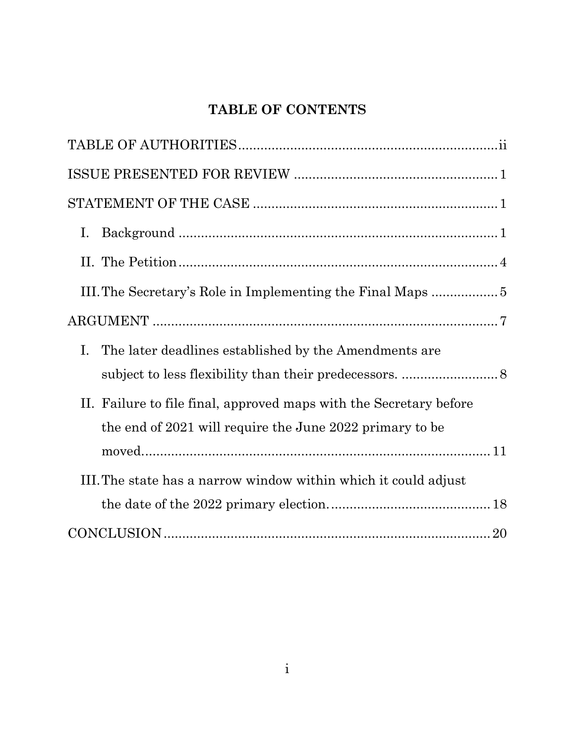# TABLE OF CONTENTS

TABLE OF AUTHORITIES .......... ii

ISSUE PRESENTED FOR REVIEW .......... 1

STATEMENT OF THE CASE .......... 1

- I. Background .......... 1
- II. The Petition .......... 4
- III. The Secretary's Role in Implementing the Final Maps .......... 5

ARGUMENT .......... 7

- I. The later deadlines established by the Amendments are subject to less flexibility than their predecessors. .......... 8
- II. Failure to file final, approved maps with the Secretary before the end of 2021 will require the June 2022 primary to be moved. .......... 11
- III. The state has a narrow window within which it could adjust the date of the 2022 primary election. .......... 18

CONCLUSION .......... 20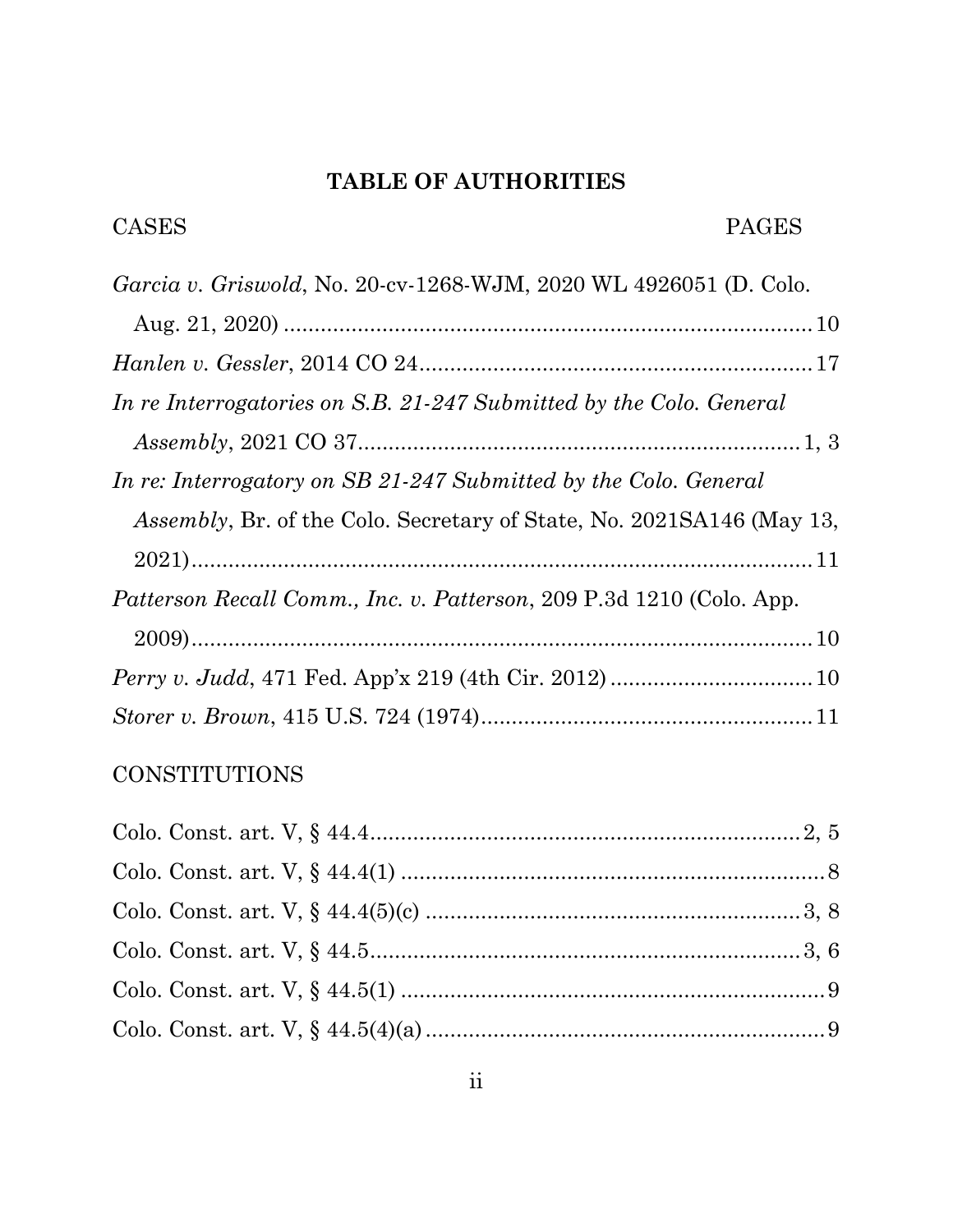# TABLE OF AUTHORITIES

CASES PAGES

*Garcia v. Griswold*, No. 20-cv-1268-WJM, 2020 WL 4926051 (D. Colo. Aug. 21, 2020) ........................................................................... 10

*Hanlen v. Gessler*, 2014 CO 24................................................................ 17

*In re Interrogatories on S.B. 21-247 Submitted by the Colo. General Assembly*, 2021 CO 37......................................................................... 1, 3

*In re: Interrogatory on SB 21-247 Submitted by the Colo. General Assembly*, Br. of the Colo. Secretary of State, No. 2021SA146 (May 13, 2021)........................................................................................ 11

*Patterson Recall Comm., Inc. v. Patterson*, 209 P.3d 1210 (Colo. App. 2009)......................................................................................... 10

*Perry v. Judd*, 471 Fed. App'x 219 (4th Cir. 2012) ................................. 10

*Storer v. Brown*, 415 U.S. 724 (1974)...................................................... 11

CONSTITUTIONS

Colo. Const. art. V, § 44.4...................................................................... 2, 5

Colo. Const. art. V, § 44.4(1) ..................................................................... 8

Colo. Const. art. V, § 44.4(5)(c) .............................................................. 3, 8

Colo. Const. art. V, § 44.5...................................................................... 3, 6

Colo. Const. art. V, § 44.5(1) ..................................................................... 9

Colo. Const. art. V, § 44.5(4)(a) ................................................................. 9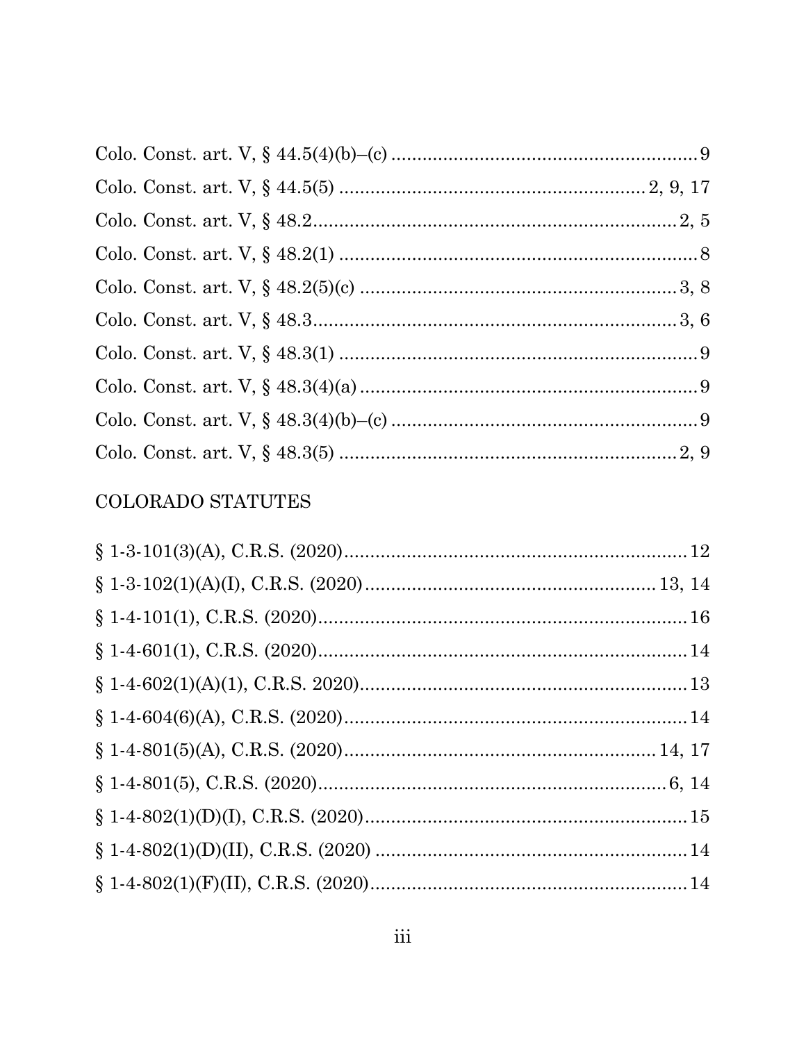Colo. Const. art. V, § 44.5(4)(b)–(c) .......................................................... 9

Colo. Const. art. V, § 44.5(5) ......................................................... 2, 9, 17

Colo. Const. art. V, § 48.2..................................................................... 2, 5

Colo. Const. art. V, § 48.2(1) ..................................................................... 8

Colo. Const. art. V, § 48.2(5)(c) ............................................................ 3, 8

Colo. Const. art. V, § 48.3..................................................................... 3, 6

Colo. Const. art. V, § 48.3(1) ..................................................................... 9

Colo. Const. art. V, § 48.3(4)(a) ................................................................ 9

Colo. Const. art. V, § 48.3(4)(b)–(c) .......................................................... 9

Colo. Const. art. V, § 48.3(5) ................................................................. 2, 9

## COLORADO STATUTES

§ 1-3-101(3)(A), C.R.S. (2020)................................................................. 12

§ 1-3-102(1)(A)(I), C.R.S. (2020)........................................................ 13, 14

§ 1-4-101(1), C.R.S. (2020)....................................................................... 16

§ 1-4-601(1), C.R.S. (2020)....................................................................... 14

§ 1-4-602(1)(A)(1), C.R.S. 2020)............................................................... 13

§ 1-4-604(6)(A), C.R.S. (2020)................................................................. 14

§ 1-4-801(5)(A), C.R.S. (2020)............................................................ 14, 17

§ 1-4-801(5), C.R.S. (2020).................................................................... 6, 14

§ 1-4-802(1)(D)(I), C.R.S. (2020)............................................................. 15

§ 1-4-802(1)(D)(II), C.R.S. (2020) ............................................................ 14

§ 1-4-802(1)(F)(II), C.R.S. (2020)............................................................ 14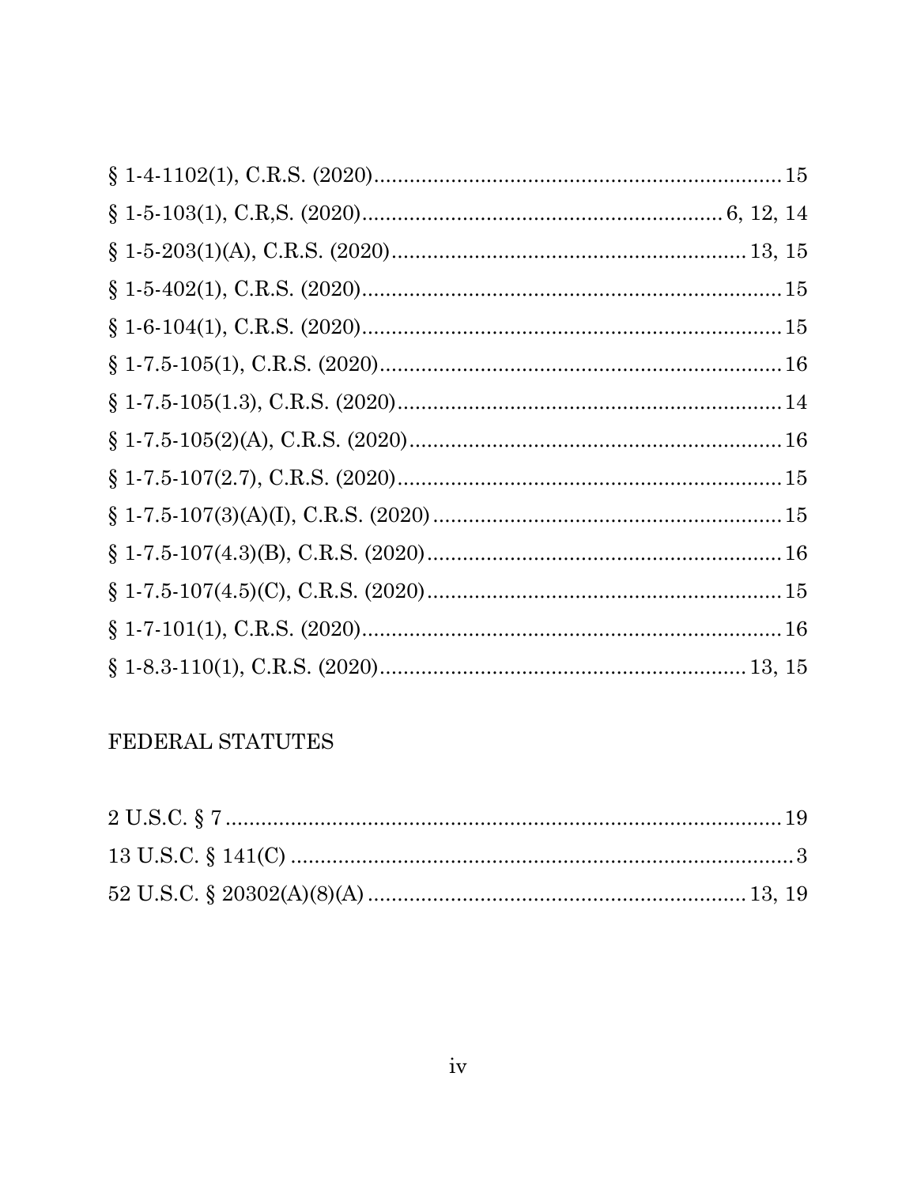§ 1-4-1102(1), C.R.S. (2020)........................................................................15

§ 1-5-103(1), C.R,S. (2020)............................................................6, 12, 14

§ 1-5-203(1)(A), C.R.S. (2020)..............................................................13, 15

§ 1-5-402(1), C.R.S. (2020)..........................................................................15

§ 1-6-104(1), C.R.S. (2020)..........................................................................15

§ 1-7.5-105(1), C.R.S. (2020)......................................................................16

§ 1-7.5-105(1.3), C.R.S. (2020)...................................................................14

§ 1-7.5-105(2)(A), C.R.S. (2020).................................................................16

§ 1-7.5-107(2.7), C.R.S. (2020)...................................................................15

§ 1-7.5-107(3)(A)(I), C.R.S. (2020).............................................................15

§ 1-7.5-107(4.3)(B), C.R.S. (2020)..............................................................16

§ 1-7.5-107(4.5)(C), C.R.S. (2020)..............................................................15

§ 1-7-101(1), C.R.S. (2020)..........................................................................16

§ 1-8.3-110(1), C.R.S. (2020)...............................................................13, 15

## FEDERAL STATUTES

2 U.S.C. § 7.....................................................................................................19

13 U.S.C. § 141(C)..........................................................................................3

52 U.S.C. § 20302(A)(8)(A)......................................................................13, 19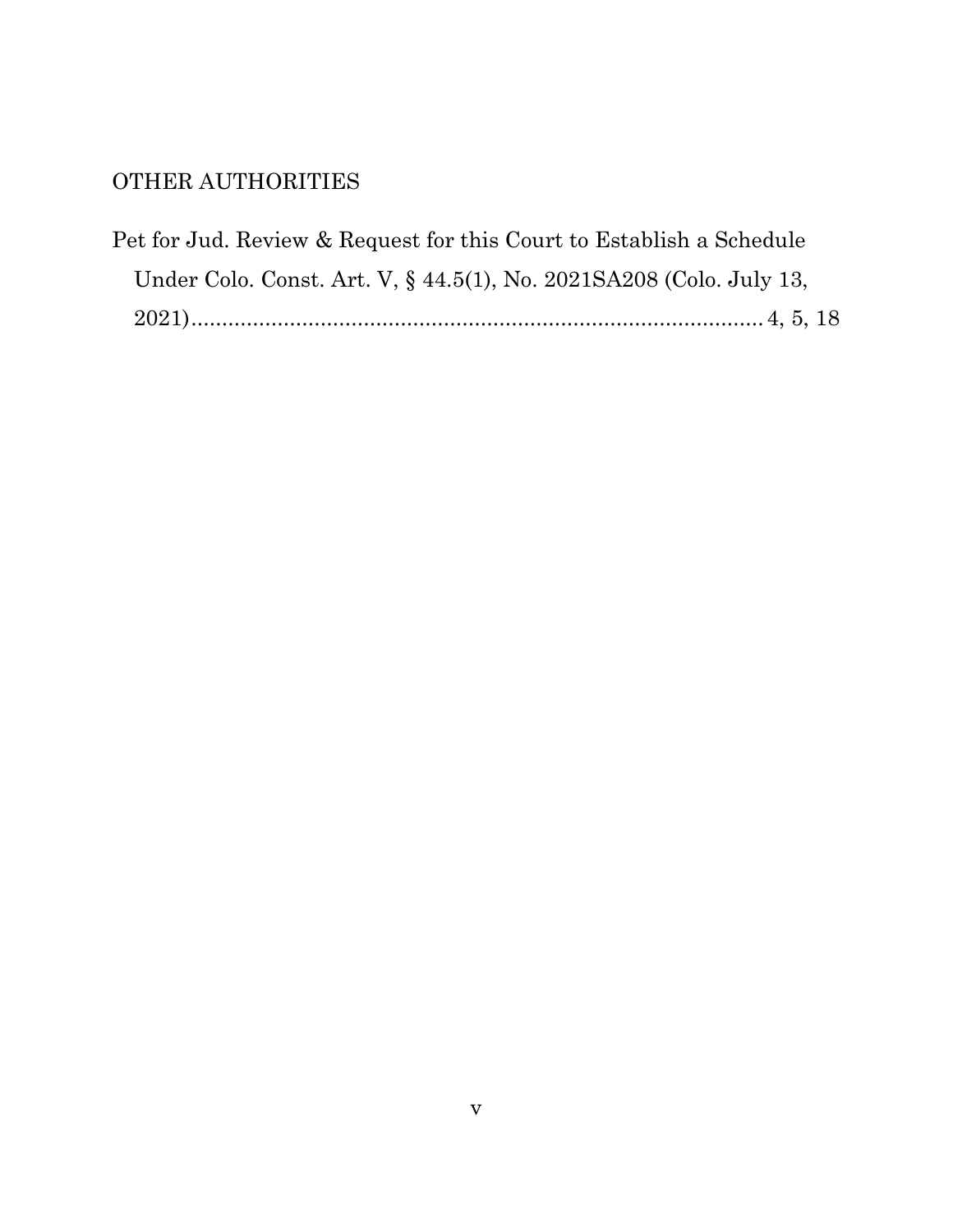## OTHER AUTHORITIES

Pet for Jud. Review & Request for this Court to Establish a Schedule Under Colo. Const. Art. V, § 44.5(1), No. 2021SA208 (Colo. July 13, 2021)........................................................................................ 4, 5, 18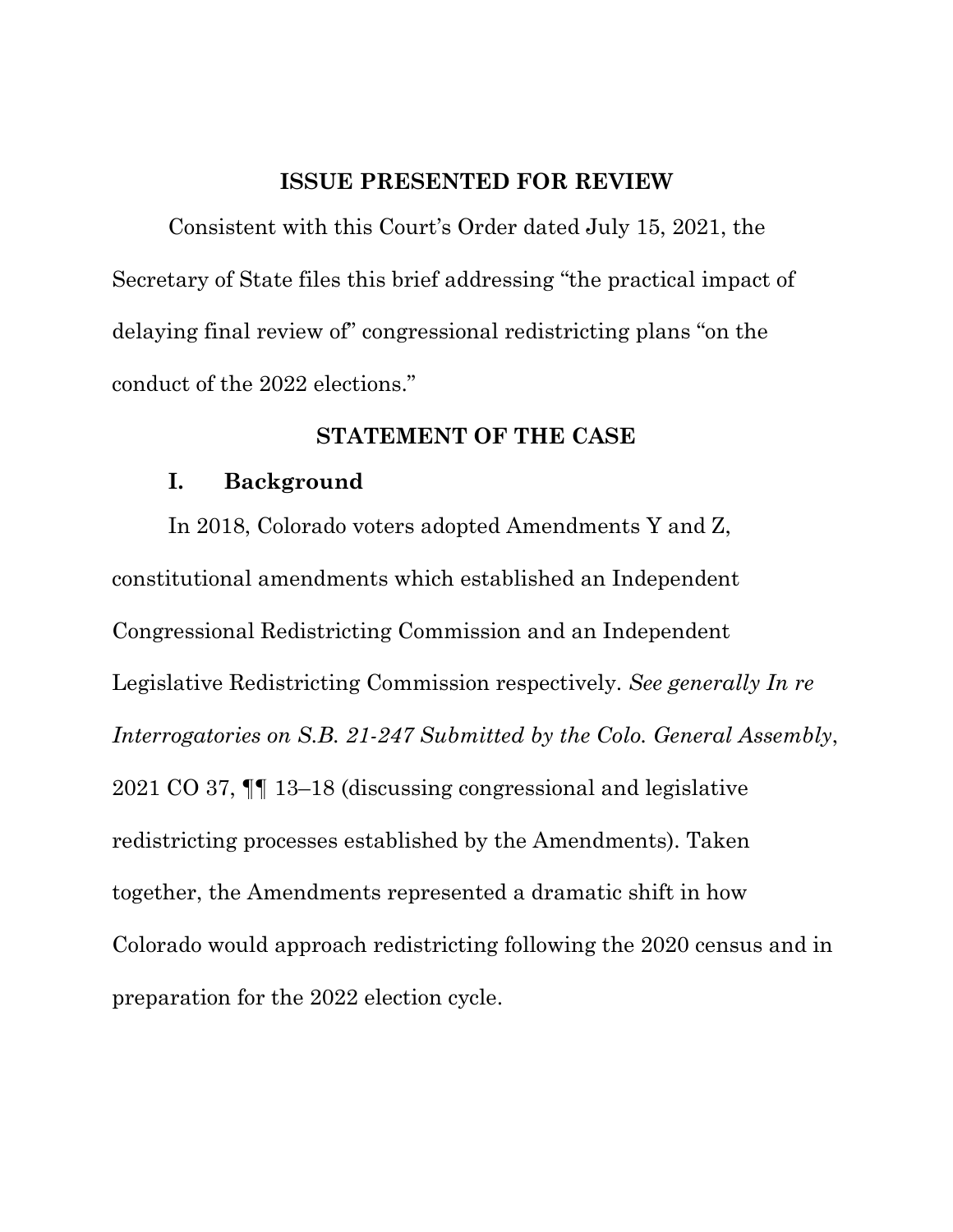## ISSUE PRESENTED FOR REVIEW

Consistent with this Court's Order dated July 15, 2021, the Secretary of State files this brief addressing "the practical impact of delaying final review of" congressional redistricting plans "on the conduct of the 2022 elections."

## STATEMENT OF THE CASE

### I. Background

In 2018, Colorado voters adopted Amendments Y and Z, constitutional amendments which established an Independent Congressional Redistricting Commission and an Independent Legislative Redistricting Commission respectively. *See generally In re Interrogatories on S.B. 21-247 Submitted by the Colo. General Assembly*, 2021 CO 37, ¶¶ 13–18 (discussing congressional and legislative redistricting processes established by the Amendments). Taken together, the Amendments represented a dramatic shift in how Colorado would approach redistricting following the 2020 census and in preparation for the 2022 election cycle.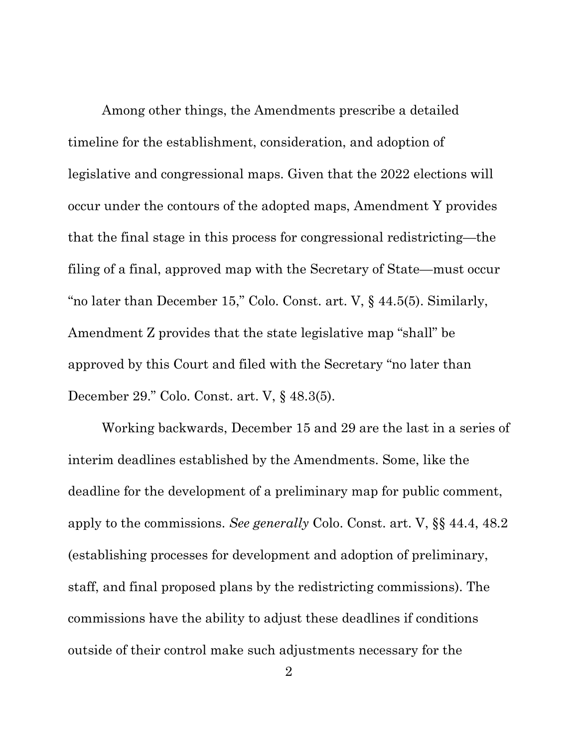Among other things, the Amendments prescribe a detailed timeline for the establishment, consideration, and adoption of legislative and congressional maps. Given that the 2022 elections will occur under the contours of the adopted maps, Amendment Y provides that the final stage in this process for congressional redistricting—the filing of a final, approved map with the Secretary of State—must occur "no later than December 15," Colo. Const. art. V, § 44.5(5). Similarly, Amendment Z provides that the state legislative map "shall" be approved by this Court and filed with the Secretary "no later than December 29." Colo. Const. art. V, § 48.3(5).

Working backwards, December 15 and 29 are the last in a series of interim deadlines established by the Amendments. Some, like the deadline for the development of a preliminary map for public comment, apply to the commissions. *See generally* Colo. Const. art. V, §§ 44.4, 48.2 (establishing processes for development and adoption of preliminary, staff, and final proposed plans by the redistricting commissions). The commissions have the ability to adjust these deadlines if conditions outside of their control make such adjustments necessary for the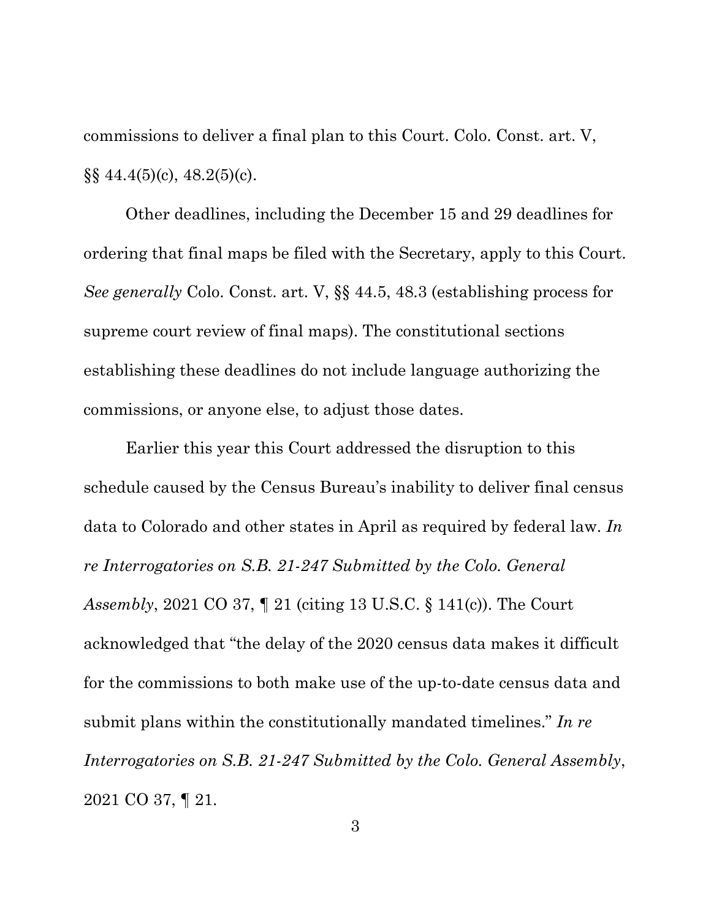commissions to deliver a final plan to this Court. Colo. Const. art. V, §§ 44.4(5)(c), 48.2(5)(c).

Other deadlines, including the December 15 and 29 deadlines for ordering that final maps be filed with the Secretary, apply to this Court. *See generally* Colo. Const. art. V, §§ 44.5, 48.3 (establishing process for supreme court review of final maps). The constitutional sections establishing these deadlines do not include language authorizing the commissions, or anyone else, to adjust those dates.

Earlier this year this Court addressed the disruption to this schedule caused by the Census Bureau's inability to deliver final census data to Colorado and other states in April as required by federal law. *In re Interrogatories on S.B. 21-247 Submitted by the Colo. General Assembly*, 2021 CO 37, ¶ 21 (citing 13 U.S.C. § 141(c)). The Court acknowledged that "the delay of the 2020 census data makes it difficult for the commissions to both make use of the up-to-date census data and submit plans within the constitutionally mandated timelines." *In re Interrogatories on S.B. 21-247 Submitted by the Colo. General Assembly*, 2021 CO 37, ¶ 21.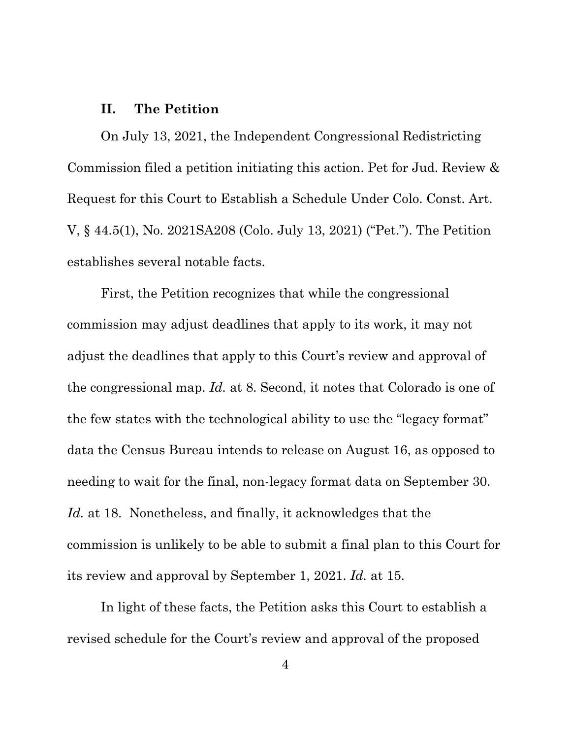## II. The Petition

On July 13, 2021, the Independent Congressional Redistricting Commission filed a petition initiating this action. Pet for Jud. Review & Request for this Court to Establish a Schedule Under Colo. Const. Art. V, § 44.5(1), No. 2021SA208 (Colo. July 13, 2021) ("Pet."). The Petition establishes several notable facts.

First, the Petition recognizes that while the congressional commission may adjust deadlines that apply to its work, it may not adjust the deadlines that apply to this Court's review and approval of the congressional map. *Id.* at 8. Second, it notes that Colorado is one of the few states with the technological ability to use the "legacy format" data the Census Bureau intends to release on August 16, as opposed to needing to wait for the final, non-legacy format data on September 30. *Id.* at 18. Nonetheless, and finally, it acknowledges that the commission is unlikely to be able to submit a final plan to this Court for its review and approval by September 1, 2021. *Id.* at 15.

In light of these facts, the Petition asks this Court to establish a revised schedule for the Court's review and approval of the proposed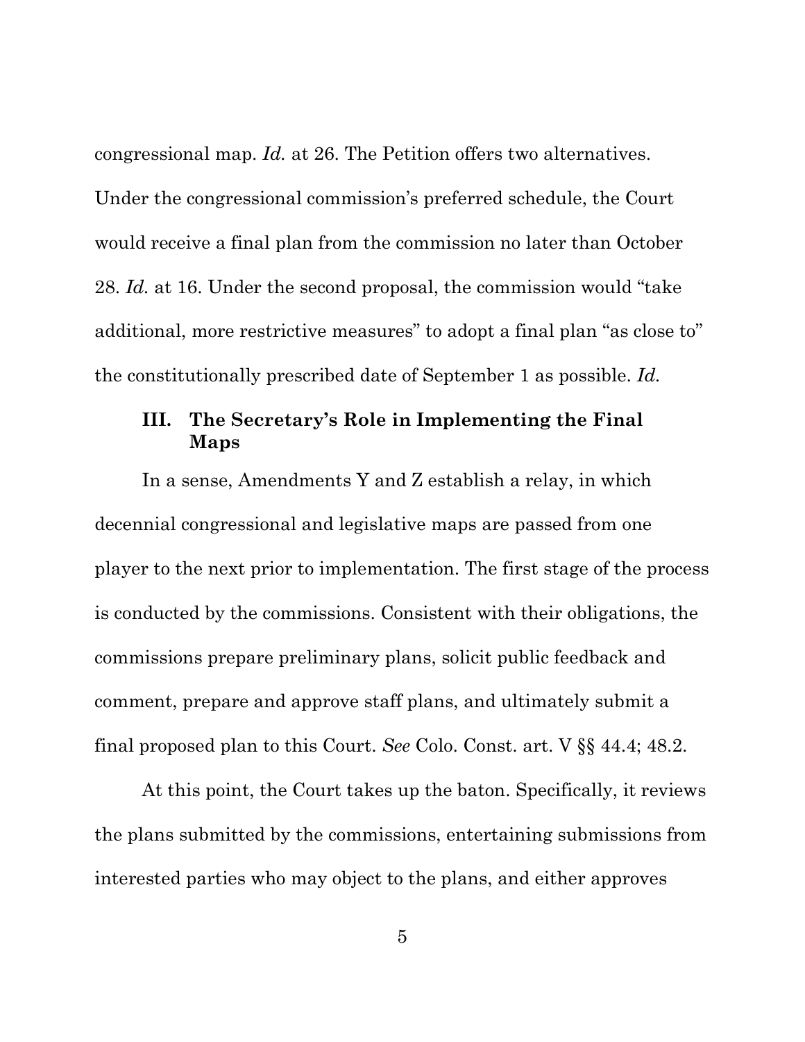congressional map. *Id.* at 26. The Petition offers two alternatives. Under the congressional commission's preferred schedule, the Court would receive a final plan from the commission no later than October 28. *Id.* at 16. Under the second proposal, the commission would "take additional, more restrictive measures" to adopt a final plan "as close to" the constitutionally prescribed date of September 1 as possible. *Id.*

## III. The Secretary's Role in Implementing the Final Maps

In a sense, Amendments Y and Z establish a relay, in which decennial congressional and legislative maps are passed from one player to the next prior to implementation. The first stage of the process is conducted by the commissions. Consistent with their obligations, the commissions prepare preliminary plans, solicit public feedback and comment, prepare and approve staff plans, and ultimately submit a final proposed plan to this Court. *See* Colo. Const. art. V §§ 44.4; 48.2.

At this point, the Court takes up the baton. Specifically, it reviews the plans submitted by the commissions, entertaining submissions from interested parties who may object to the plans, and either approves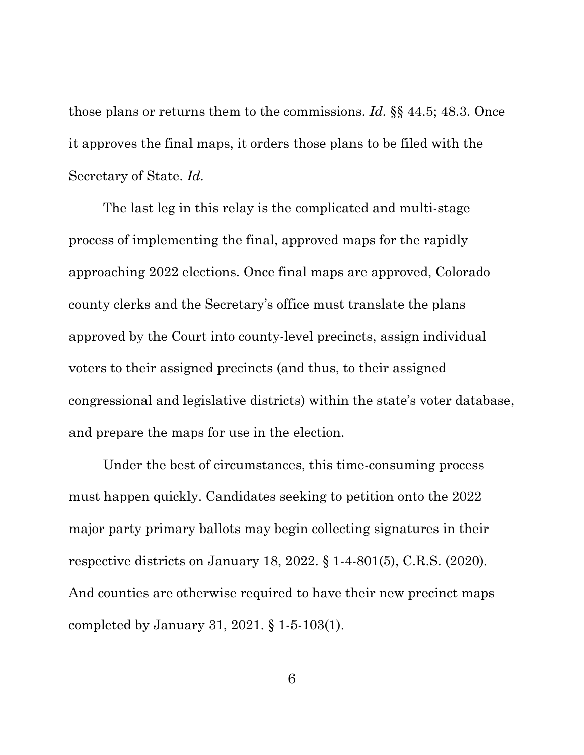those plans or returns them to the commissions. *Id.* §§ 44.5; 48.3. Once it approves the final maps, it orders those plans to be filed with the Secretary of State. *Id.*

The last leg in this relay is the complicated and multi-stage process of implementing the final, approved maps for the rapidly approaching 2022 elections. Once final maps are approved, Colorado county clerks and the Secretary's office must translate the plans approved by the Court into county-level precincts, assign individual voters to their assigned precincts (and thus, to their assigned congressional and legislative districts) within the state's voter database, and prepare the maps for use in the election.

Under the best of circumstances, this time-consuming process must happen quickly. Candidates seeking to petition onto the 2022 major party primary ballots may begin collecting signatures in their respective districts on January 18, 2022. § 1-4-801(5), C.R.S. (2020). And counties are otherwise required to have their new precinct maps completed by January 31, 2021. § 1-5-103(1).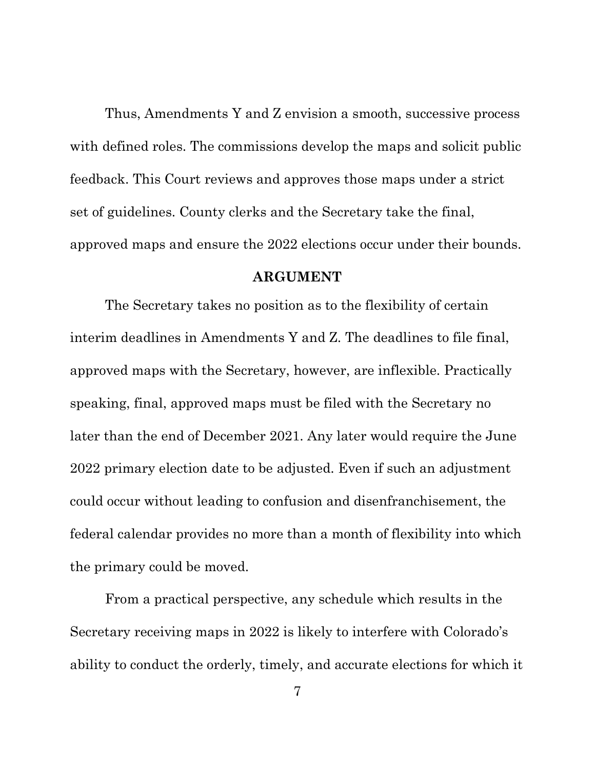Thus, Amendments Y and Z envision a smooth, successive process with defined roles. The commissions develop the maps and solicit public feedback. This Court reviews and approves those maps under a strict set of guidelines. County clerks and the Secretary take the final, approved maps and ensure the 2022 elections occur under their bounds.

## ARGUMENT

The Secretary takes no position as to the flexibility of certain interim deadlines in Amendments Y and Z. The deadlines to file final, approved maps with the Secretary, however, are inflexible. Practically speaking, final, approved maps must be filed with the Secretary no later than the end of December 2021. Any later would require the June 2022 primary election date to be adjusted. Even if such an adjustment could occur without leading to confusion and disenfranchisement, the federal calendar provides no more than a month of flexibility into which the primary could be moved.

From a practical perspective, any schedule which results in the Secretary receiving maps in 2022 is likely to interfere with Colorado's ability to conduct the orderly, timely, and accurate elections for which it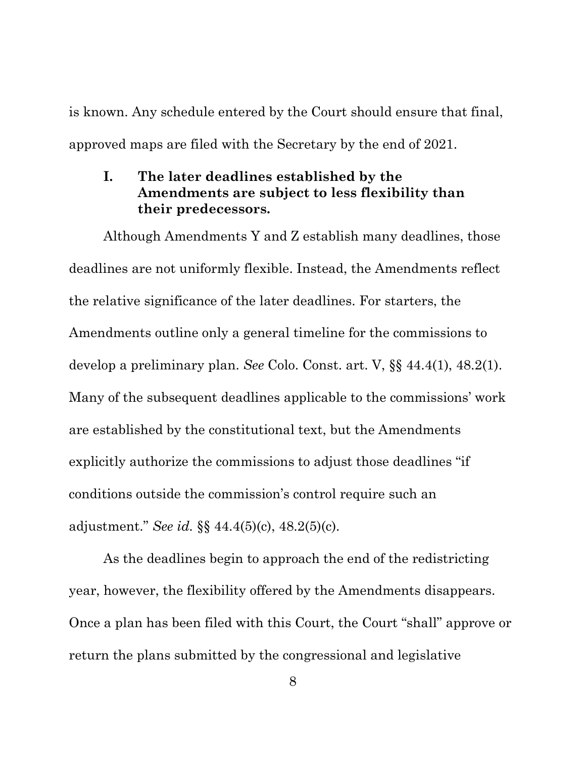is known. Any schedule entered by the Court should ensure that final, approved maps are filed with the Secretary by the end of 2021.

## I. The later deadlines established by the Amendments are subject to less flexibility than their predecessors.

Although Amendments Y and Z establish many deadlines, those deadlines are not uniformly flexible. Instead, the Amendments reflect the relative significance of the later deadlines. For starters, the Amendments outline only a general timeline for the commissions to develop a preliminary plan. *See* Colo. Const. art. V, §§ 44.4(1), 48.2(1). Many of the subsequent deadlines applicable to the commissions' work are established by the constitutional text, but the Amendments explicitly authorize the commissions to adjust those deadlines "if conditions outside the commission's control require such an adjustment." *See id.* §§ 44.4(5)(c), 48.2(5)(c).

As the deadlines begin to approach the end of the redistricting year, however, the flexibility offered by the Amendments disappears. Once a plan has been filed with this Court, the Court "shall" approve or return the plans submitted by the congressional and legislative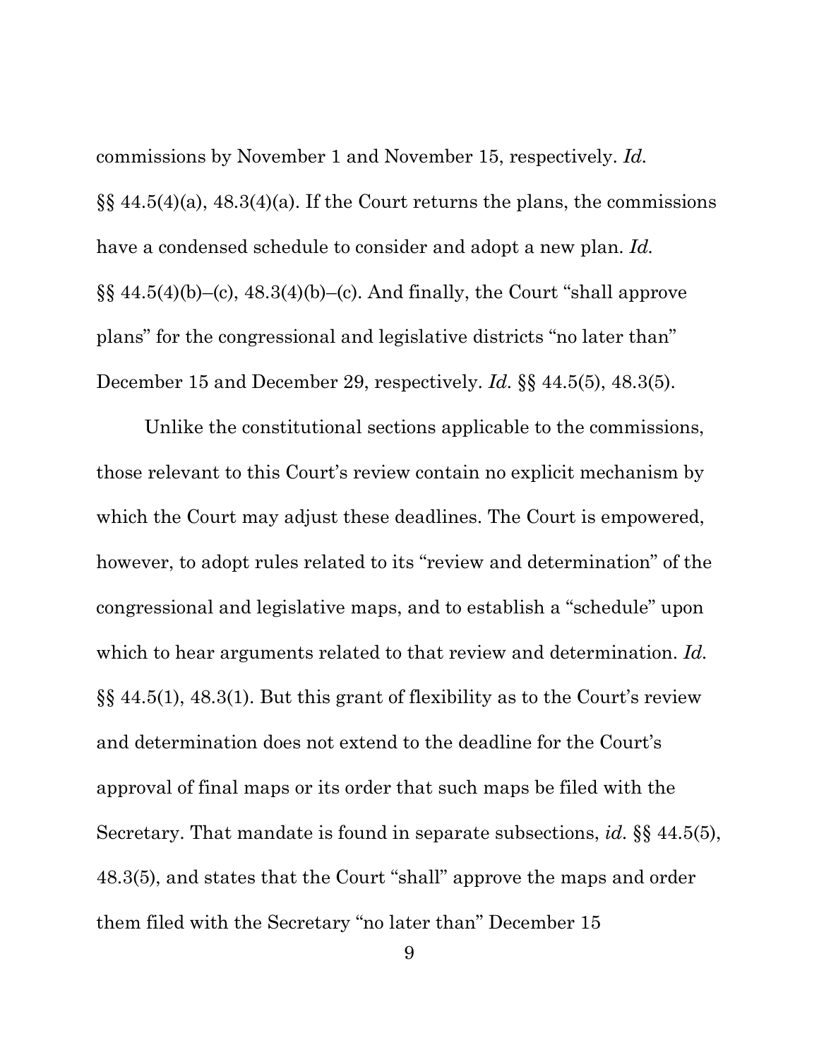commissions by November 1 and November 15, respectively. *Id.* §§ 44.5(4)(a), 48.3(4)(a). If the Court returns the plans, the commissions have a condensed schedule to consider and adopt a new plan. *Id.* §§ 44.5(4)(b)–(c), 48.3(4)(b)–(c). And finally, the Court "shall approve plans" for the congressional and legislative districts "no later than" December 15 and December 29, respectively. *Id.* §§ 44.5(5), 48.3(5).

Unlike the constitutional sections applicable to the commissions, those relevant to this Court's review contain no explicit mechanism by which the Court may adjust these deadlines. The Court is empowered, however, to adopt rules related to its "review and determination" of the congressional and legislative maps, and to establish a "schedule" upon which to hear arguments related to that review and determination. *Id.* §§ 44.5(1), 48.3(1). But this grant of flexibility as to the Court's review and determination does not extend to the deadline for the Court's approval of final maps or its order that such maps be filed with the Secretary. That mandate is found in separate subsections, *id.* §§ 44.5(5), 48.3(5), and states that the Court "shall" approve the maps and order them filed with the Secretary "no later than" December 15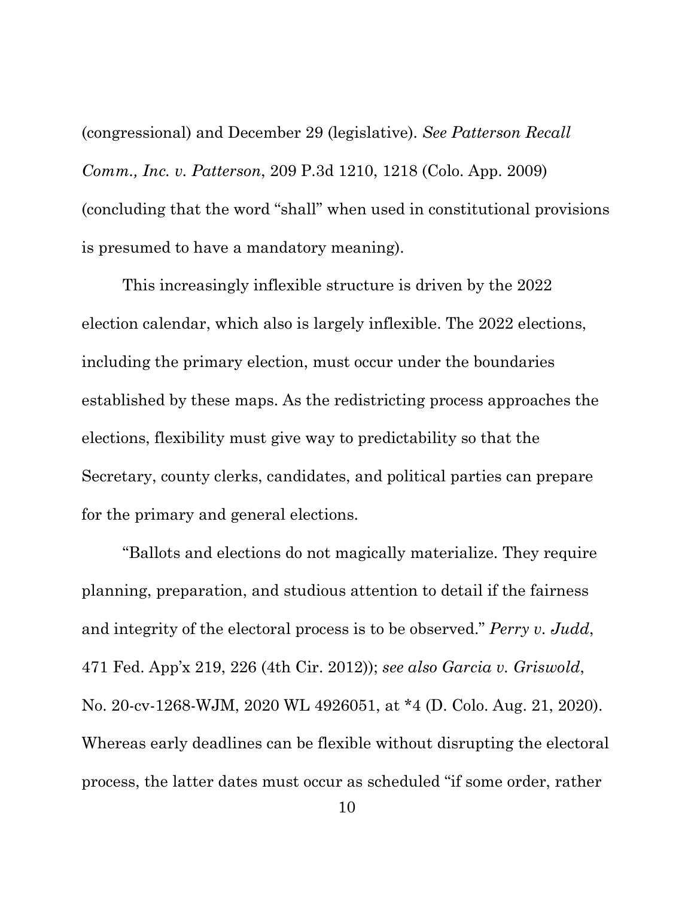(congressional) and December 29 (legislative). *See Patterson Recall Comm., Inc. v. Patterson*, 209 P.3d 1210, 1218 (Colo. App. 2009) (concluding that the word "shall" when used in constitutional provisions is presumed to have a mandatory meaning).

This increasingly inflexible structure is driven by the 2022 election calendar, which also is largely inflexible. The 2022 elections, including the primary election, must occur under the boundaries established by these maps. As the redistricting process approaches the elections, flexibility must give way to predictability so that the Secretary, county clerks, candidates, and political parties can prepare for the primary and general elections.

"Ballots and elections do not magically materialize. They require planning, preparation, and studious attention to detail if the fairness and integrity of the electoral process is to be observed." *Perry v. Judd*, 471 Fed. App'x 219, 226 (4th Cir. 2012)); *see also Garcia v. Griswold*, No. 20-cv-1268-WJM, 2020 WL 4926051, at *4 (D. Colo. Aug. 21, 2020). Whereas early deadlines can be flexible without disrupting the electoral process, the latter dates must occur as scheduled "if some order, rather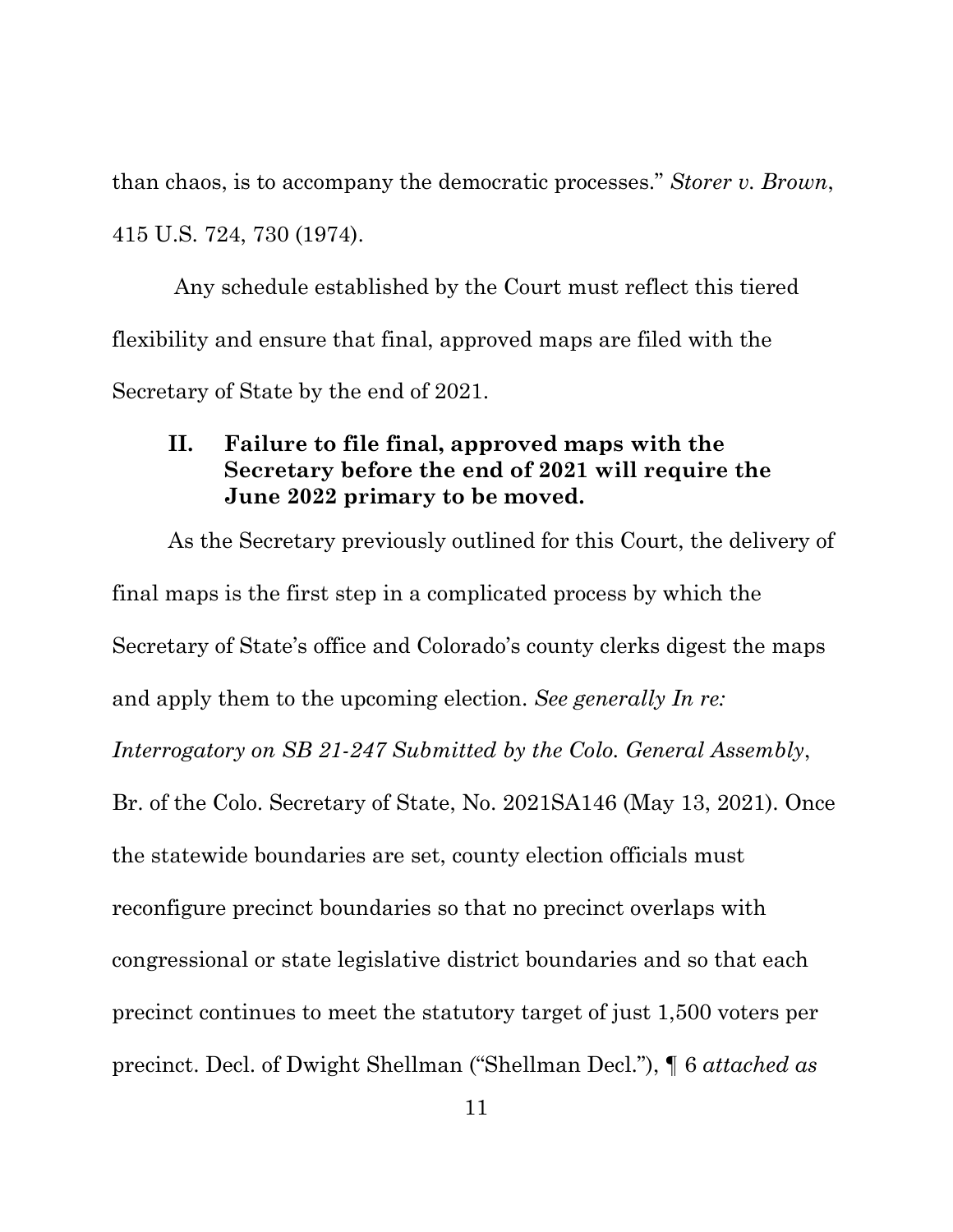than chaos, is to accompany the democratic processes." *Storer v. Brown*, 415 U.S. 724, 730 (1974).

Any schedule established by the Court must reflect this tiered flexibility and ensure that final, approved maps are filed with the Secretary of State by the end of 2021.

## II. Failure to file final, approved maps with the Secretary before the end of 2021 will require the June 2022 primary to be moved.

As the Secretary previously outlined for this Court, the delivery of final maps is the first step in a complicated process by which the Secretary of State's office and Colorado's county clerks digest the maps and apply them to the upcoming election. *See generally In re: Interrogatory on SB 21-247 Submitted by the Colo. General Assembly*, Br. of the Colo. Secretary of State, No. 2021SA146 (May 13, 2021). Once the statewide boundaries are set, county election officials must reconfigure precinct boundaries so that no precinct overlaps with congressional or state legislative district boundaries and so that each precinct continues to meet the statutory target of just 1,500 voters per precinct. Decl. of Dwight Shellman ("Shellman Decl."), ¶ 6 *attached as*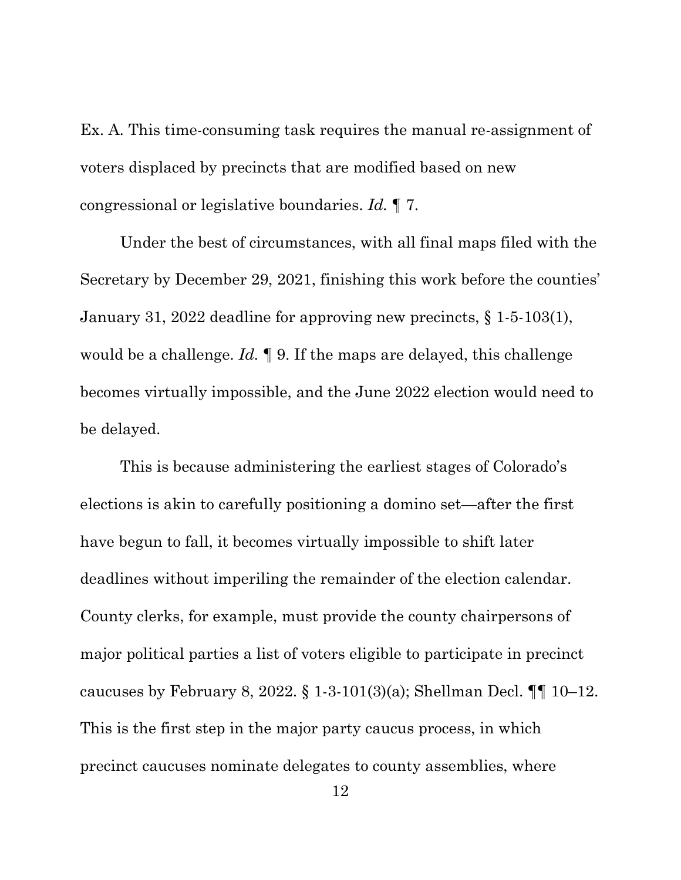Ex. A. This time-consuming task requires the manual re-assignment of voters displaced by precincts that are modified based on new congressional or legislative boundaries. *Id.* ¶ 7.

Under the best of circumstances, with all final maps filed with the Secretary by December 29, 2021, finishing this work before the counties' January 31, 2022 deadline for approving new precincts, § 1-5-103(1), would be a challenge. *Id.* ¶ 9. If the maps are delayed, this challenge becomes virtually impossible, and the June 2022 election would need to be delayed.

This is because administering the earliest stages of Colorado's elections is akin to carefully positioning a domino set—after the first have begun to fall, it becomes virtually impossible to shift later deadlines without imperiling the remainder of the election calendar. County clerks, for example, must provide the county chairpersons of major political parties a list of voters eligible to participate in precinct caucuses by February 8, 2022. § 1-3-101(3)(a); Shellman Decl. ¶¶ 10–12. This is the first step in the major party caucus process, in which precinct caucuses nominate delegates to county assemblies, where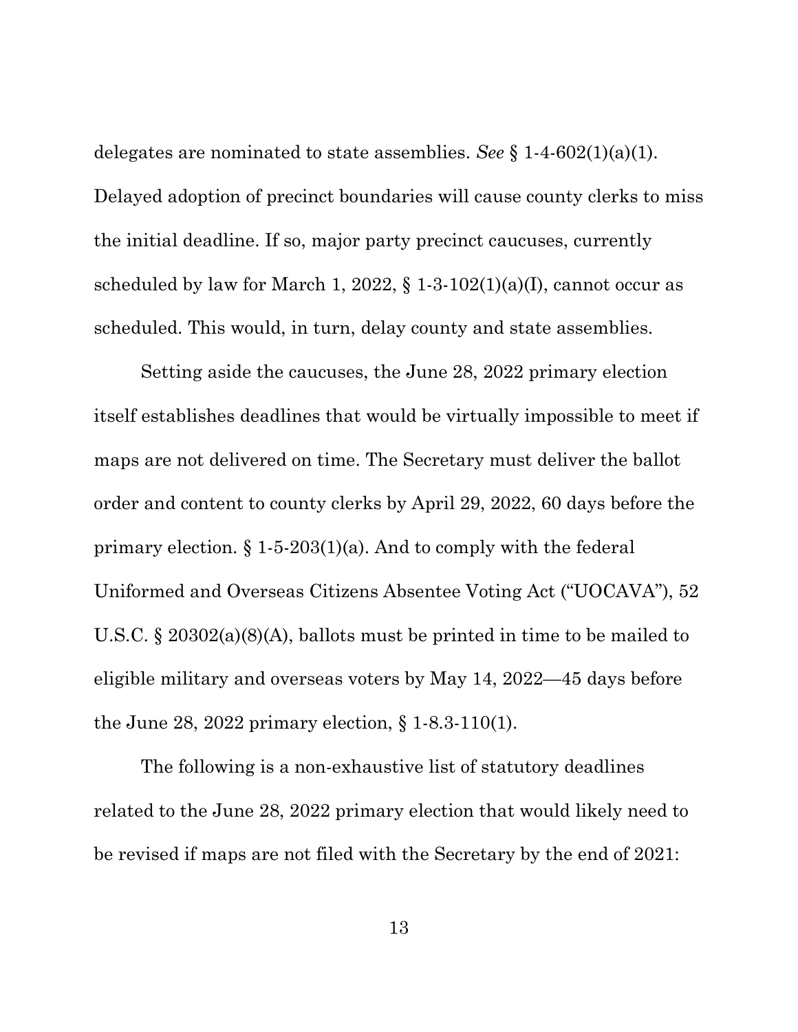delegates are nominated to state assemblies. *See* § 1-4-602(1)(a)(1). Delayed adoption of precinct boundaries will cause county clerks to miss the initial deadline. If so, major party precinct caucuses, currently scheduled by law for March 1, 2022, § 1-3-102(1)(a)(I), cannot occur as scheduled. This would, in turn, delay county and state assemblies.

Setting aside the caucuses, the June 28, 2022 primary election itself establishes deadlines that would be virtually impossible to meet if maps are not delivered on time. The Secretary must deliver the ballot order and content to county clerks by April 29, 2022, 60 days before the primary election. § 1-5-203(1)(a). And to comply with the federal Uniformed and Overseas Citizens Absentee Voting Act ("UOCAVA"), 52 U.S.C. § 20302(a)(8)(A), ballots must be printed in time to be mailed to eligible military and overseas voters by May 14, 2022—45 days before the June 28, 2022 primary election, § 1-8.3-110(1).

The following is a non-exhaustive list of statutory deadlines related to the June 28, 2022 primary election that would likely need to be revised if maps are not filed with the Secretary by the end of 2021: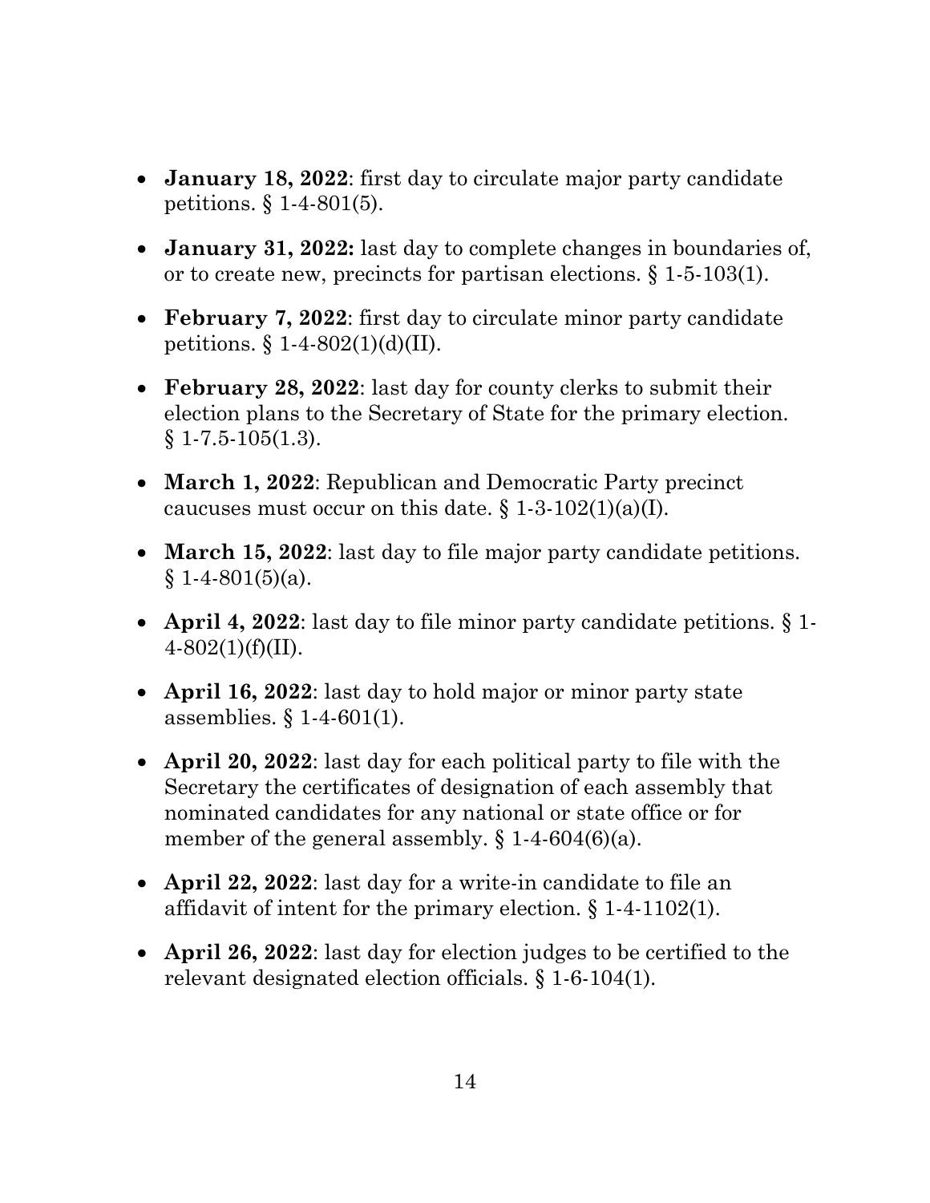- **January 18, 2022**: first day to circulate major party candidate petitions. § 1-4-801(5).
- **January 31, 2022:** last day to complete changes in boundaries of, or to create new, precincts for partisan elections. § 1-5-103(1).
- **February 7, 2022**: first day to circulate minor party candidate petitions. § 1-4-802(1)(d)(II).
- **February 28, 2022**: last day for county clerks to submit their election plans to the Secretary of State for the primary election. § 1-7.5-105(1.3).
- **March 1, 2022**: Republican and Democratic Party precinct caucuses must occur on this date. § 1-3-102(1)(a)(I).
- **March 15, 2022**: last day to file major party candidate petitions. § 1-4-801(5)(a).
- **April 4, 2022**: last day to file minor party candidate petitions. § 1-4-802(1)(f)(II).
- **April 16, 2022**: last day to hold major or minor party state assemblies. § 1-4-601(1).
- **April 20, 2022**: last day for each political party to file with the Secretary the certificates of designation of each assembly that nominated candidates for any national or state office or for member of the general assembly. § 1-4-604(6)(a).
- **April 22, 2022**: last day for a write-in candidate to file an affidavit of intent for the primary election. § 1-4-1102(1).
- **April 26, 2022**: last day for election judges to be certified to the relevant designated election officials. § 1-6-104(1).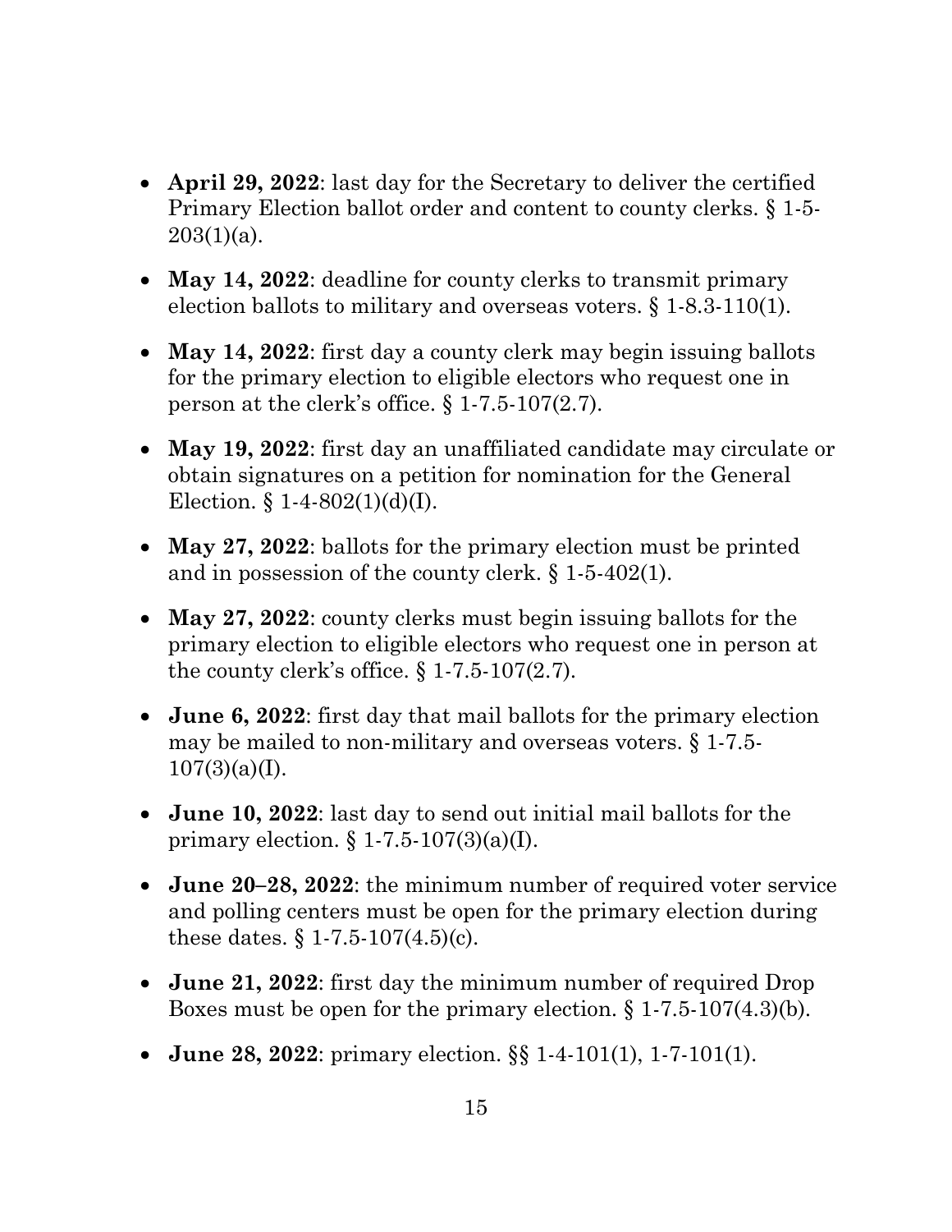- **April 29, 2022**: last day for the Secretary to deliver the certified Primary Election ballot order and content to county clerks. § 1-5-203(1)(a).

- **May 14, 2022**: deadline for county clerks to transmit primary election ballots to military and overseas voters. § 1-8.3-110(1).

- **May 14, 2022**: first day a county clerk may begin issuing ballots for the primary election to eligible electors who request one in person at the clerk's office. § 1-7.5-107(2.7).

- **May 19, 2022**: first day an unaffiliated candidate may circulate or obtain signatures on a petition for nomination for the General Election. § 1-4-802(1)(d)(I).

- **May 27, 2022**: ballots for the primary election must be printed and in possession of the county clerk. § 1-5-402(1).

- **May 27, 2022**: county clerks must begin issuing ballots for the primary election to eligible electors who request one in person at the county clerk's office. § 1-7.5-107(2.7).

- **June 6, 2022**: first day that mail ballots for the primary election may be mailed to non-military and overseas voters. § 1-7.5-107(3)(a)(I).

- **June 10, 2022**: last day to send out initial mail ballots for the primary election. § 1-7.5-107(3)(a)(I).

- **June 20–28, 2022**: the minimum number of required voter service and polling centers must be open for the primary election during these dates. § 1-7.5-107(4.5)(c).

- **June 21, 2022**: first day the minimum number of required Drop Boxes must be open for the primary election. § 1-7.5-107(4.3)(b).

- **June 28, 2022**: primary election. §§ 1-4-101(1), 1-7-101(1).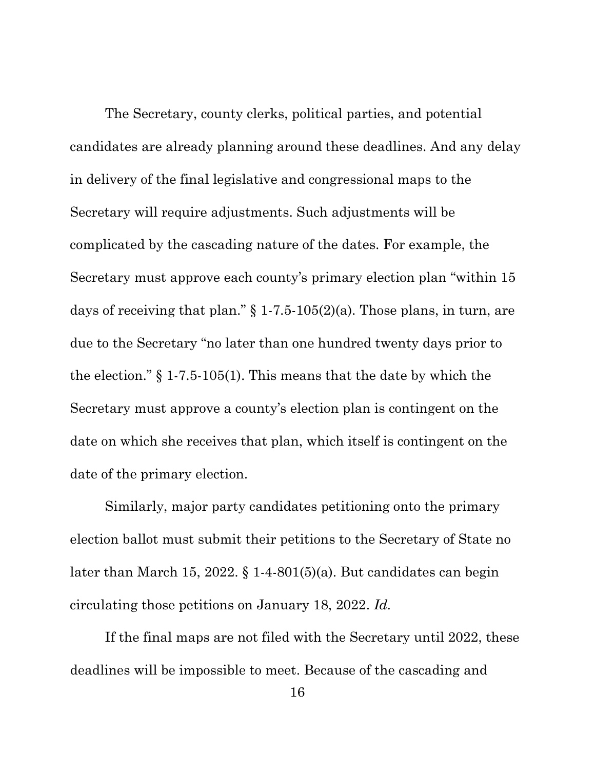The Secretary, county clerks, political parties, and potential candidates are already planning around these deadlines. And any delay in delivery of the final legislative and congressional maps to the Secretary will require adjustments. Such adjustments will be complicated by the cascading nature of the dates. For example, the Secretary must approve each county's primary election plan "within 15 days of receiving that plan." § 1-7.5-105(2)(a). Those plans, in turn, are due to the Secretary "no later than one hundred twenty days prior to the election." § 1-7.5-105(1). This means that the date by which the Secretary must approve a county's election plan is contingent on the date on which she receives that plan, which itself is contingent on the date of the primary election.

Similarly, major party candidates petitioning onto the primary election ballot must submit their petitions to the Secretary of State no later than March 15, 2022. § 1-4-801(5)(a). But candidates can begin circulating those petitions on January 18, 2022. *Id.*

If the final maps are not filed with the Secretary until 2022, these deadlines will be impossible to meet. Because of the cascading and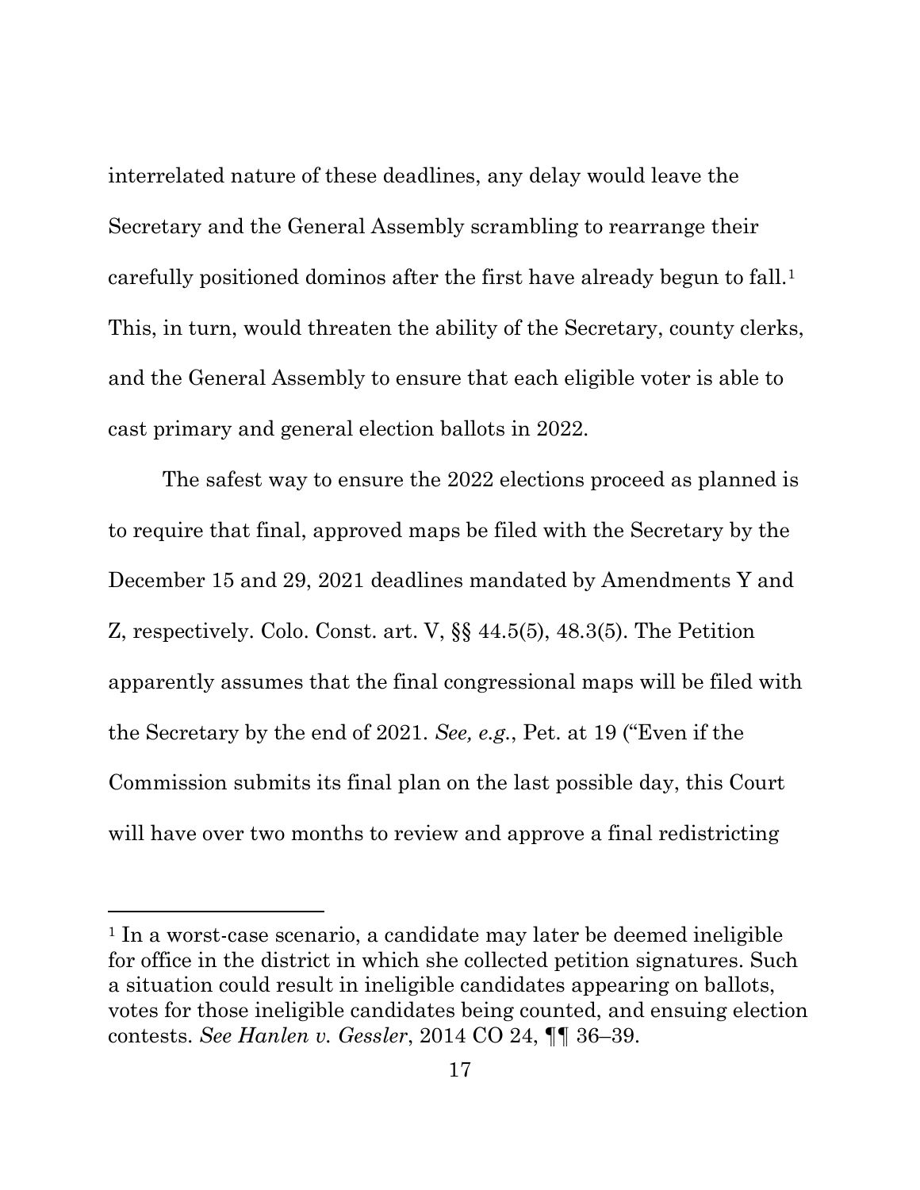interrelated nature of these deadlines, any delay would leave the Secretary and the General Assembly scrambling to rearrange their carefully positioned dominos after the first have already begun to fall.[1] This, in turn, would threaten the ability of the Secretary, county clerks, and the General Assembly to ensure that each eligible voter is able to cast primary and general election ballots in 2022.

The safest way to ensure the 2022 elections proceed as planned is to require that final, approved maps be filed with the Secretary by the December 15 and 29, 2021 deadlines mandated by Amendments Y and Z, respectively. Colo. Const. art. V, §§ 44.5(5), 48.3(5). The Petition apparently assumes that the final congressional maps will be filed with the Secretary by the end of 2021. *See, e.g.*, Pet. at 19 ("Even if the Commission submits its final plan on the last possible day, this Court will have over two months to review and approve a final redistricting

---

[1] In a worst-case scenario, a candidate may later be deemed ineligible for office in the district in which she collected petition signatures. Such a situation could result in ineligible candidates appearing on ballots, votes for those ineligible candidates being counted, and ensuing election contests. *See Hanlen v. Gessler*, 2014 CO 24, ¶¶ 36–39.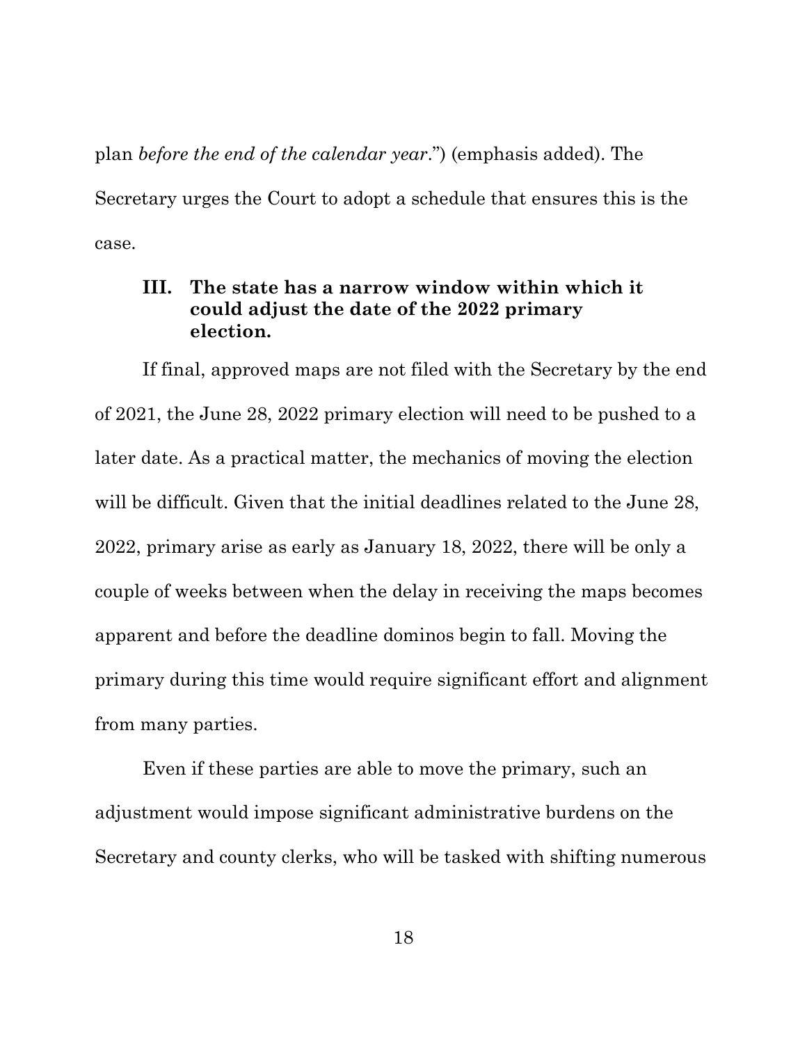plan *before the end of the calendar year*.") (emphasis added). The Secretary urges the Court to adopt a schedule that ensures this is the case.

## III. The state has a narrow window within which it could adjust the date of the 2022 primary election.

If final, approved maps are not filed with the Secretary by the end of 2021, the June 28, 2022 primary election will need to be pushed to a later date. As a practical matter, the mechanics of moving the election will be difficult. Given that the initial deadlines related to the June 28, 2022, primary arise as early as January 18, 2022, there will be only a couple of weeks between when the delay in receiving the maps becomes apparent and before the deadline dominos begin to fall. Moving the primary during this time would require significant effort and alignment from many parties.

Even if these parties are able to move the primary, such an adjustment would impose significant administrative burdens on the Secretary and county clerks, who will be tasked with shifting numerous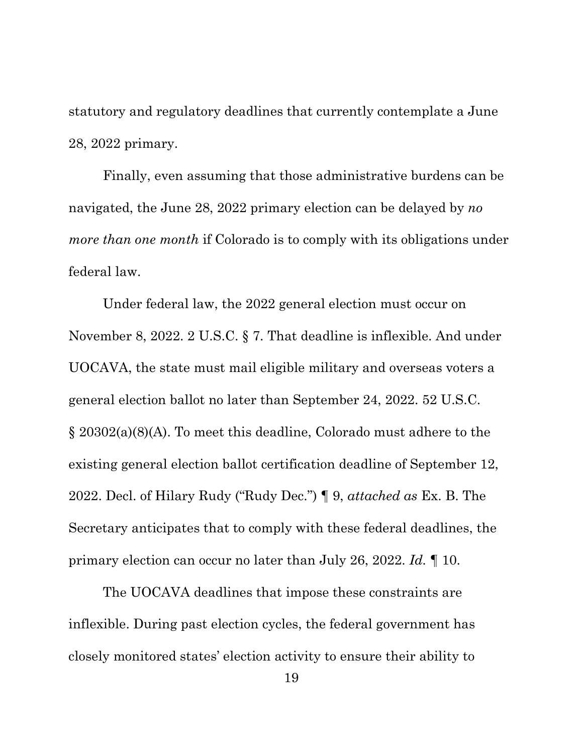statutory and regulatory deadlines that currently contemplate a June 28, 2022 primary.

Finally, even assuming that those administrative burdens can be navigated, the June 28, 2022 primary election can be delayed by *no more than one month* if Colorado is to comply with its obligations under federal law.

Under federal law, the 2022 general election must occur on November 8, 2022. 2 U.S.C. § 7. That deadline is inflexible. And under UOCAVA, the state must mail eligible military and overseas voters a general election ballot no later than September 24, 2022. 52 U.S.C. § 20302(a)(8)(A). To meet this deadline, Colorado must adhere to the existing general election ballot certification deadline of September 12, 2022. Decl. of Hilary Rudy ("Rudy Dec.") ¶ 9, *attached as* Ex. B. The Secretary anticipates that to comply with these federal deadlines, the primary election can occur no later than July 26, 2022. *Id.* ¶ 10.

The UOCAVA deadlines that impose these constraints are inflexible. During past election cycles, the federal government has closely monitored states' election activity to ensure their ability to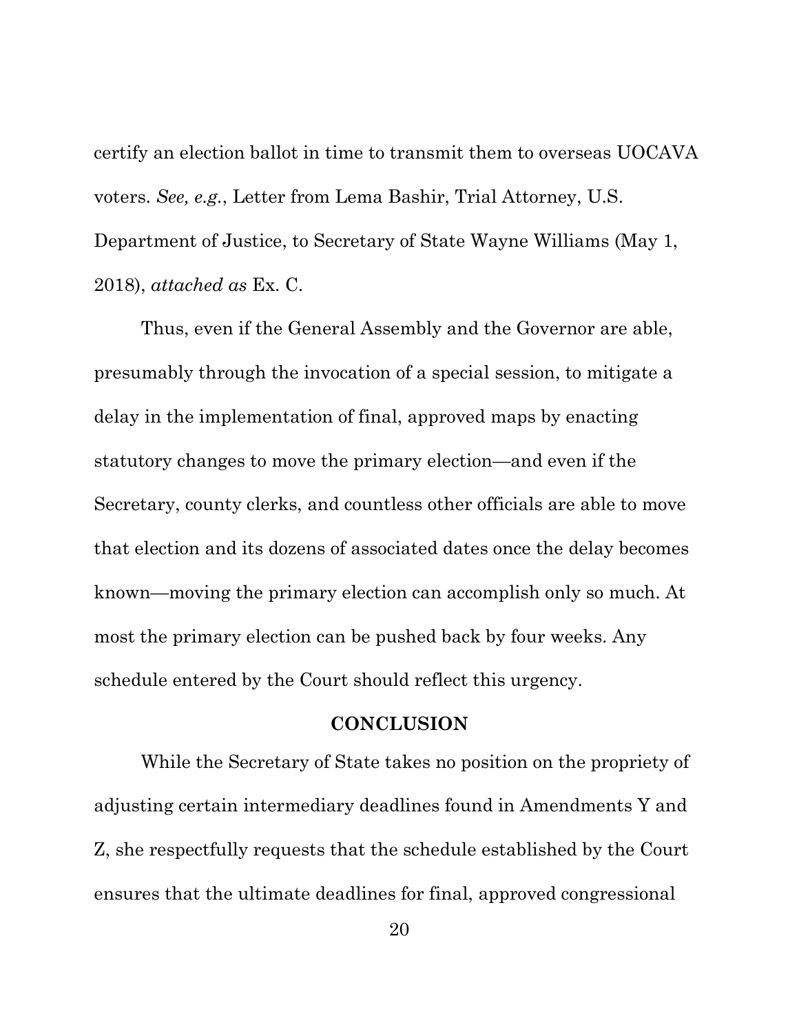certify an election ballot in time to transmit them to overseas UOCAVA voters. *See, e.g.*, Letter from Lema Bashir, Trial Attorney, U.S. Department of Justice, to Secretary of State Wayne Williams (May 1, 2018), *attached as* Ex. C.

Thus, even if the General Assembly and the Governor are able, presumably through the invocation of a special session, to mitigate a delay in the implementation of final, approved maps by enacting statutory changes to move the primary election—and even if the Secretary, county clerks, and countless other officials are able to move that election and its dozens of associated dates once the delay becomes known—moving the primary election can accomplish only so much. At most the primary election can be pushed back by four weeks. Any schedule entered by the Court should reflect this urgency.

## CONCLUSION

While the Secretary of State takes no position on the propriety of adjusting certain intermediary deadlines found in Amendments Y and Z, she respectfully requests that the schedule established by the Court ensures that the ultimate deadlines for final, approved congressional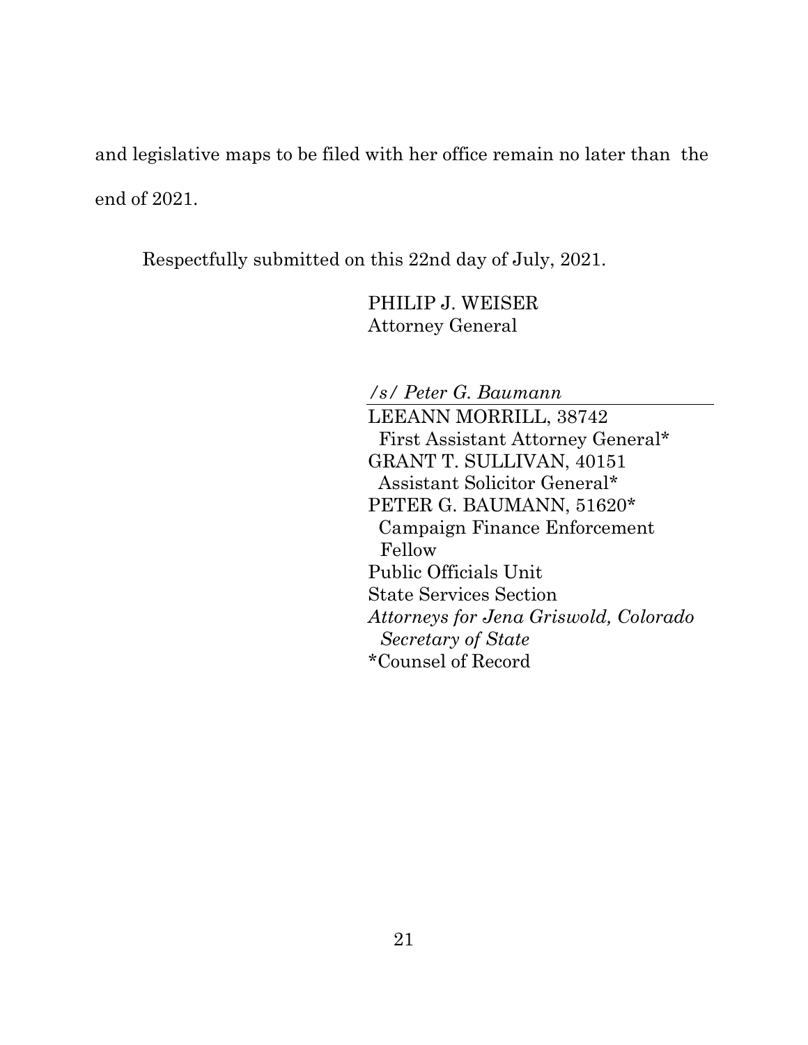and legislative maps to be filed with her office remain no later than the end of 2021.

Respectfully submitted on this 22nd day of July, 2021.

PHILIP J. WEISER
Attorney General

*/s/ Peter G. Baumann*

LEEANN MORRILL, 38742
First Assistant Attorney General*
GRANT T. SULLIVAN, 40151
Assistant Solicitor General*
PETER G. BAUMANN, 51620*
Campaign Finance Enforcement Fellow
Public Officials Unit
State Services Section
*Attorneys for Jena Griswold, Colorado Secretary of State*
*Counsel of Record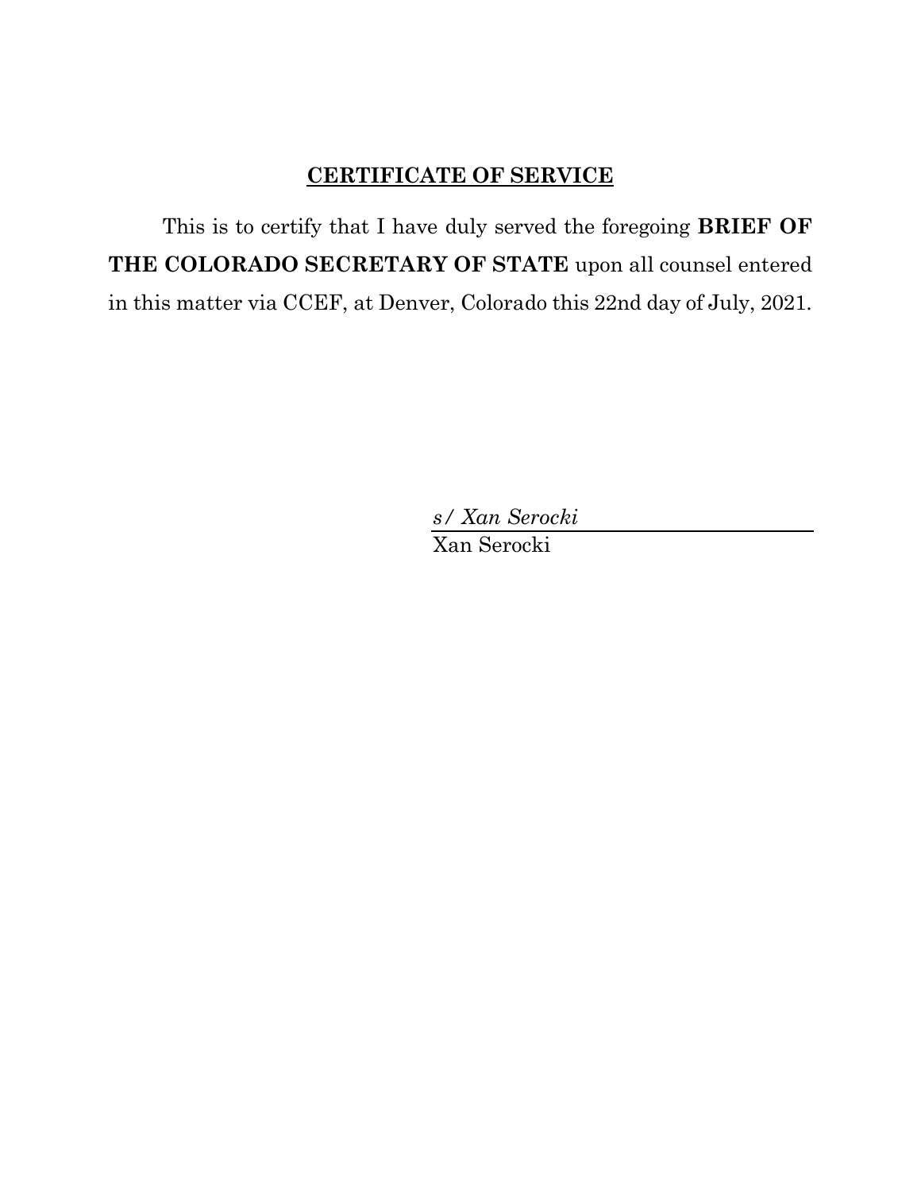## CERTIFICATE OF SERVICE

This is to certify that I have duly served the foregoing **BRIEF OF THE COLORADO SECRETARY OF STATE** upon all counsel entered in this matter via CCEF, at Denver, Colorado this 22nd day of July, 2021.

*s/ Xan Serocki*
Xan Serocki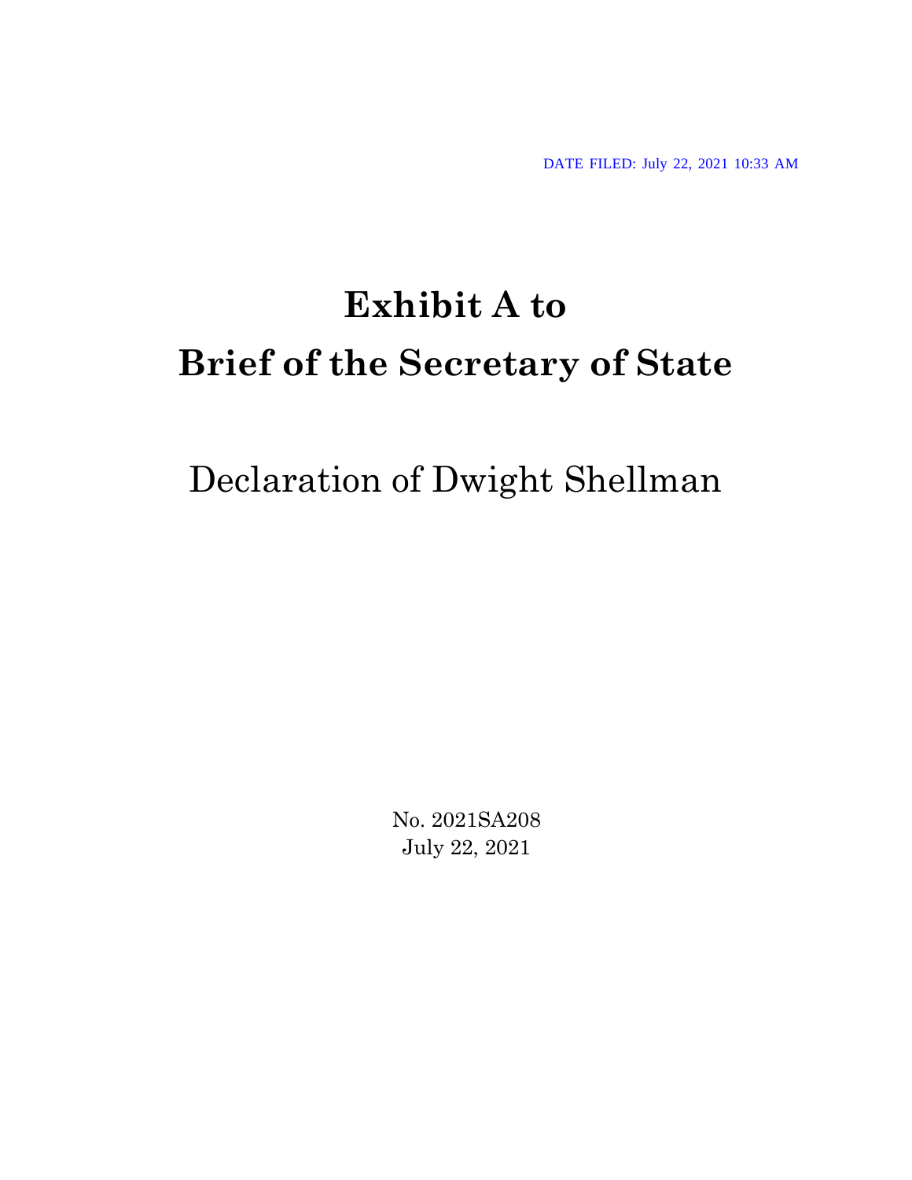DATE FILED: July 22, 2021 10:33 AM

# Exhibit A to
# Brief of the Secretary of State

## Declaration of Dwight Shellman

No. 2021SA208
July 22, 2021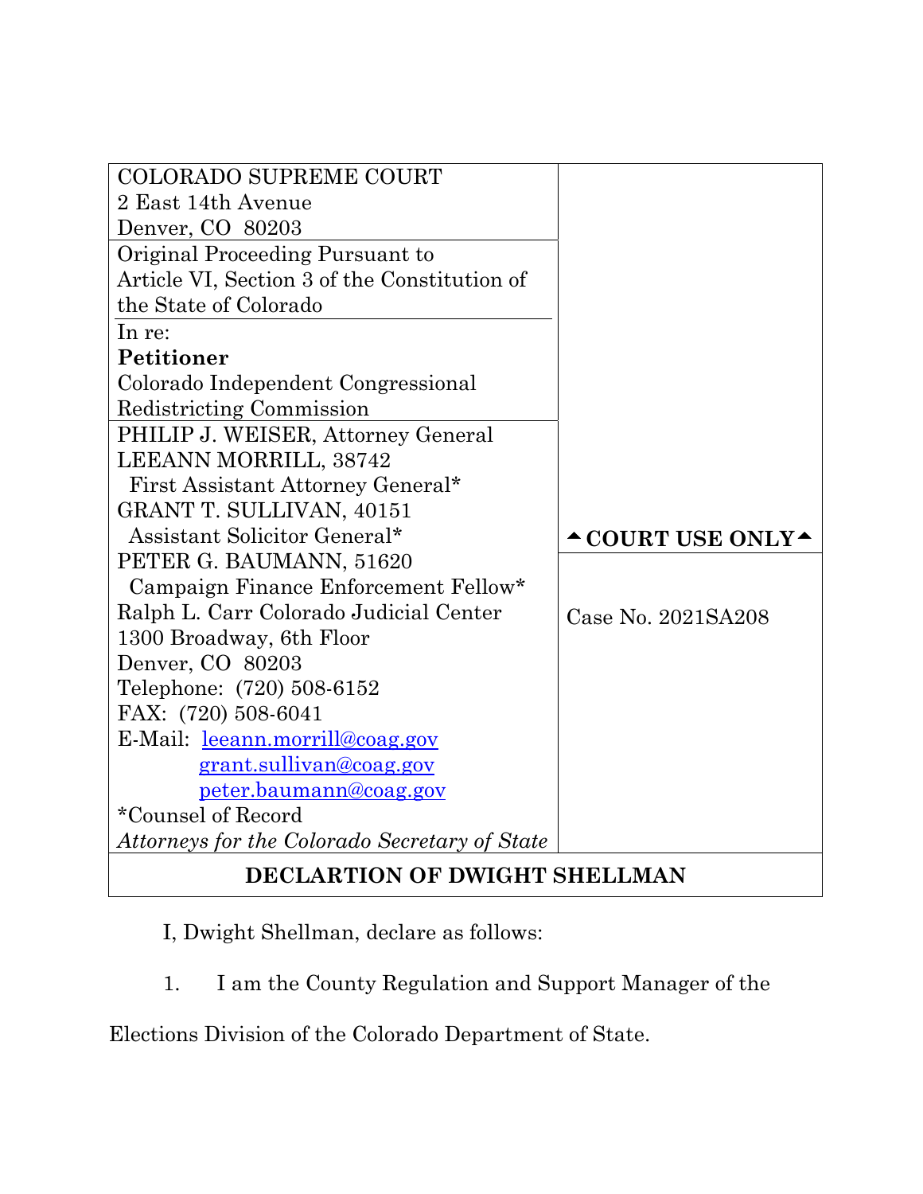| COLORADO SUPREME COURT<br>2 East 14th Avenue<br>Denver, CO 80203 | |
|---|---|
| Original Proceeding Pursuant to Article VI, Section 3 of the Constitution of the State of Colorado | |
| In re:<br>**Petitioner**<br>Colorado Independent Congressional Redistricting Commission | ▲ **COURT USE ONLY** ▲ |
| PHILIP J. WEISER, Attorney General<br>LEEANN MORRILL, 38742<br>First Assistant Attorney General*<br>GRANT T. SULLIVAN, 40151<br>Assistant Solicitor General*<br>PETER G. BAUMANN, 51620<br>Campaign Finance Enforcement Fellow*<br>Ralph L. Carr Colorado Judicial Center<br>1300 Broadway, 6th Floor<br>Denver, CO 80203<br>Telephone: (720) 508-6152<br>FAX: (720) 508-6041<br>E-Mail: leeann.morrill@coag.gov<br>grant.sullivan@coag.gov<br>peter.baumann@coag.gov<br>*Counsel of Record<br>*Attorneys for the Colorado Secretary of State* | Case No. 2021SA208 |

**DECLARTION OF DWIGHT SHELLMAN**

I, Dwight Shellman, declare as follows:

1. I am the County Regulation and Support Manager of the Elections Division of the Colorado Department of State.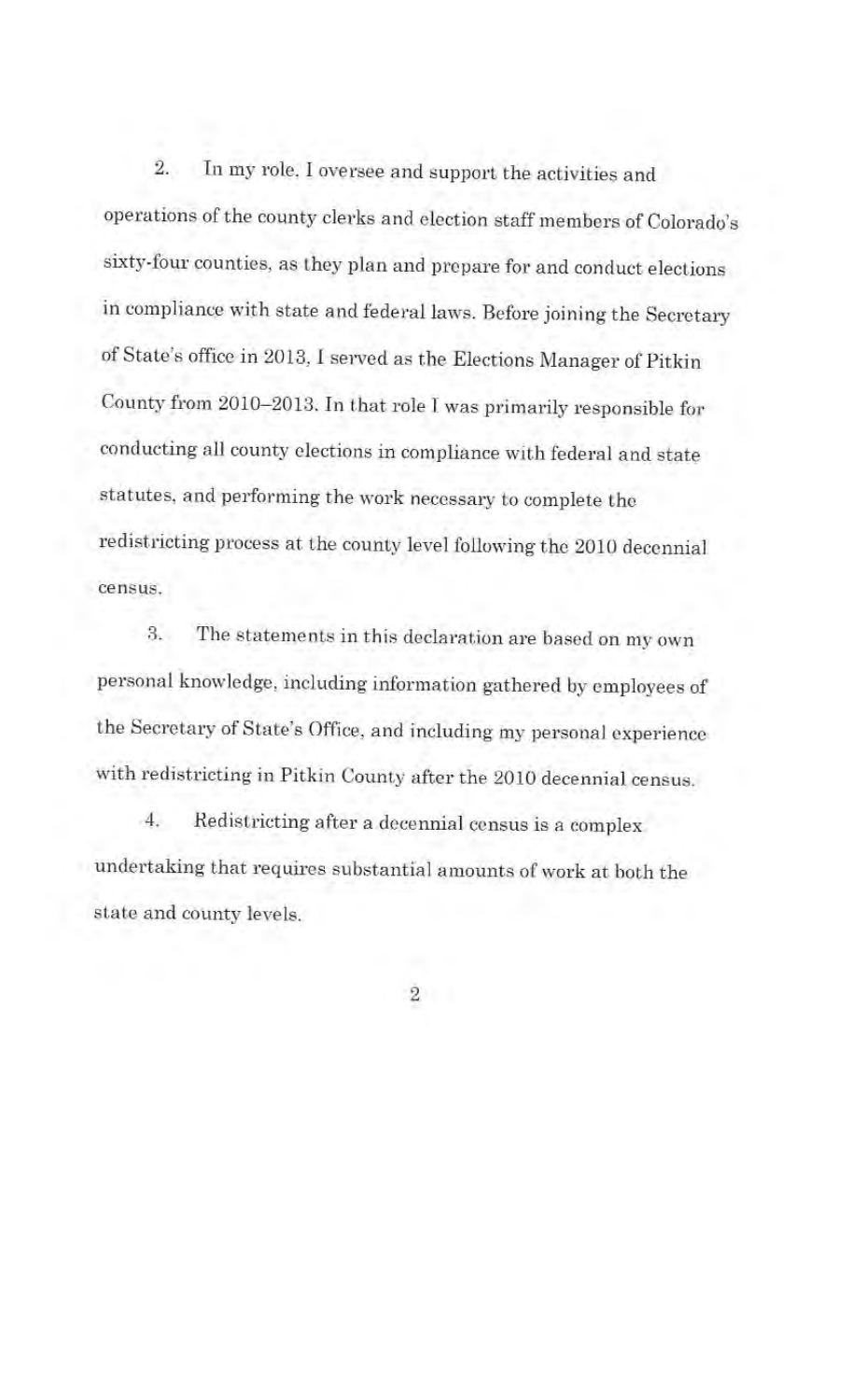2. In my role, I oversee and support the activities and operations of the county clerks and election staff members of Colorado's sixty-four counties, as they plan and prepare for and conduct elections in compliance with state and federal laws. Before joining the Secretary of State's office in 2013, I served as the Elections Manager of Pitkin County from 2010–2013. In that role I was primarily responsible for conducting all county elections in compliance with federal and state statutes, and performing the work necessary to complete the redistricting process at the county level following the 2010 decennial census.

3. The statements in this declaration are based on my own personal knowledge, including information gathered by employees of the Secretary of State's Office, and including my personal experience with redistricting in Pitkin County after the 2010 decennial census.

4. Redistricting after a decennial census is a complex undertaking that requires substantial amounts of work at both the state and county levels.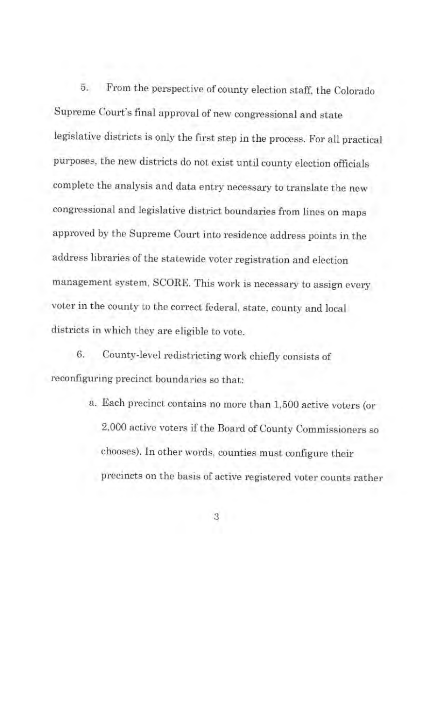5. From the perspective of county election staff, the Colorado Supreme Court's final approval of new congressional and state legislative districts is only the first step in the process. For all practical purposes, the new districts do not exist until county election officials complete the analysis and data entry necessary to translate the new congressional and legislative district boundaries from lines on maps approved by the Supreme Court into residence address points in the address libraries of the statewide voter registration and election management system, SCORE. This work is necessary to assign every voter in the county to the correct federal, state, county and local districts in which they are eligible to vote.

6. County-level redistricting work chiefly consists of reconfiguring precinct boundaries so that:

   a. Each precinct contains no more than 1,500 active voters (or 2,000 active voters if the Board of County Commissioners so chooses). In other words, counties must configure their precincts on the basis of active registered voter counts rather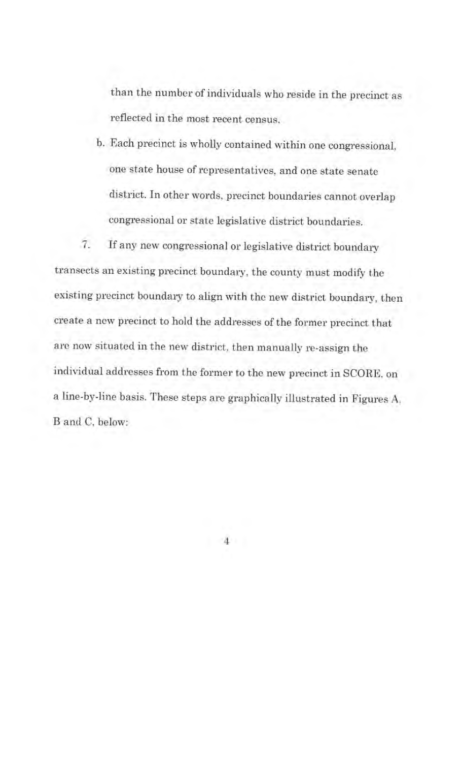than the number of individuals who reside in the precinct as reflected in the most recent census.

b. Each precinct is wholly contained within one congressional, one state house of representatives, and one state senate district. In other words, precinct boundaries cannot overlap congressional or state legislative district boundaries.

7. If any new congressional or legislative district boundary transects an existing precinct boundary, the county must modify the existing precinct boundary to align with the new district boundary, then create a new precinct to hold the addresses of the former precinct that are now situated in the new district, then manually re-assign the individual addresses from the former to the new precinct in SCORE, on a line-by-line basis. These steps are graphically illustrated in Figures A, B and C, below: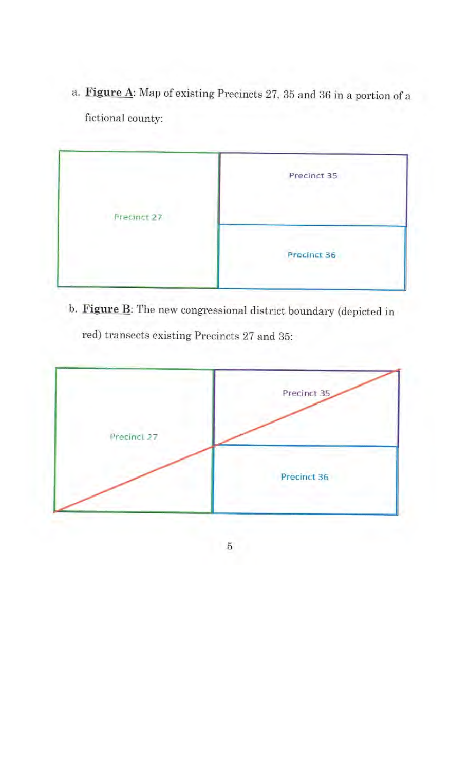a. **Figure A**: Map of existing Precincts 27, 35 and 36 in a portion of a fictional county:

Precinct 27

Precinct 35

Precinct 36

b. **Figure B**: The new congressional district boundary (depicted in red) transects existing Precincts 27 and 35:

Precinct 27

Precinct 35

Precinct 36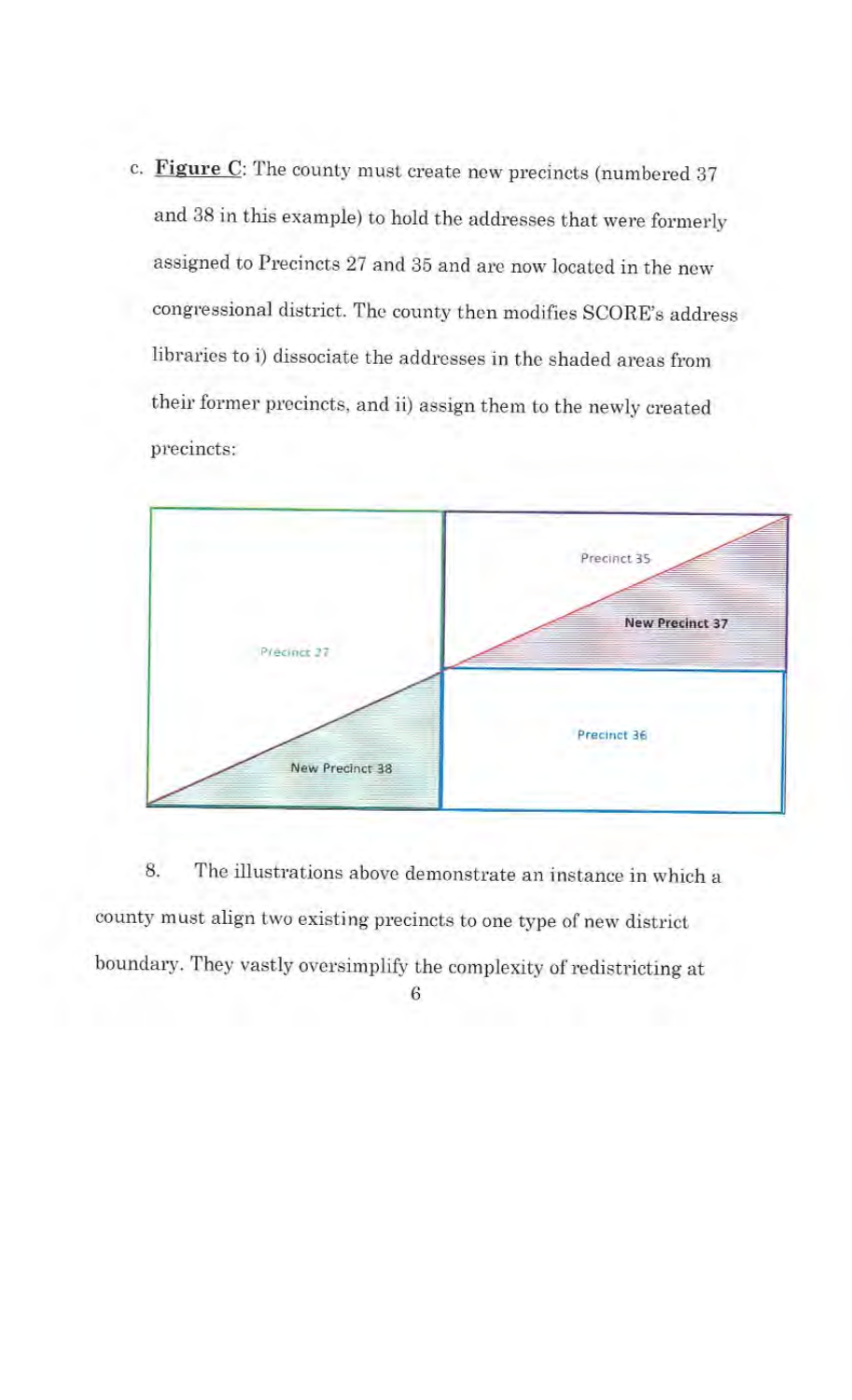c. **Figure C**: The county must create new precincts (numbered 37 and 38 in this example) to hold the addresses that were formerly assigned to Precincts 27 and 35 and are now located in the new congressional district. The county then modifies SCORE's address libraries to i) dissociate the addresses in the shaded areas from their former precincts, and ii) assign them to the newly created precincts:

Precinct 35

New Precinct 37

Precinct 27

Precinct 36

New Precinct 38

8. The illustrations above demonstrate an instance in which a county must align two existing precincts to one type of new district boundary. They vastly oversimplify the complexity of redistricting at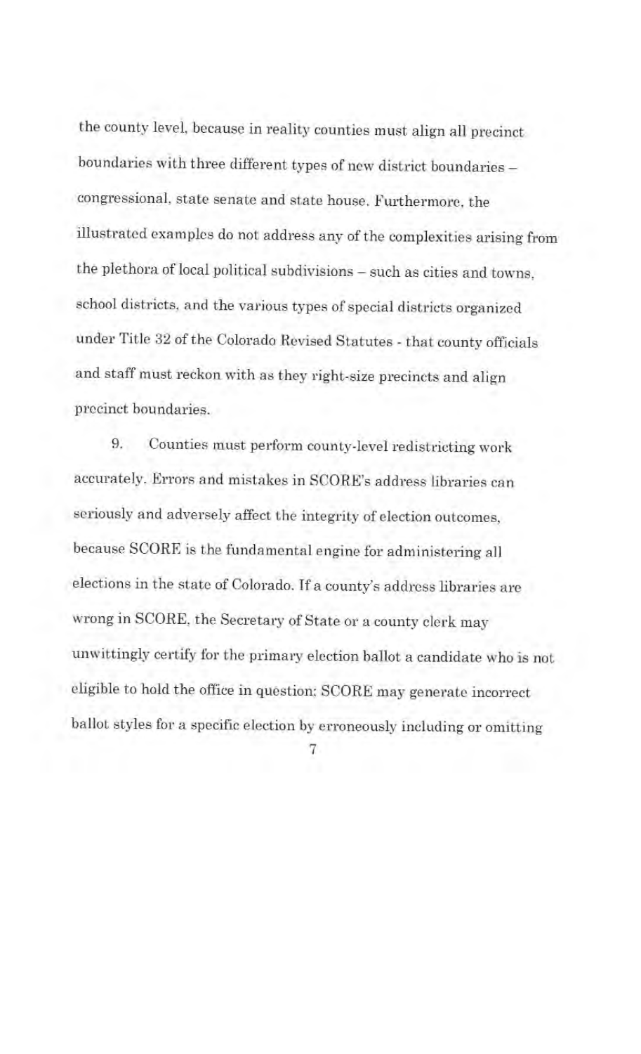the county level, because in reality counties must align all precinct boundaries with three different types of new district boundaries – congressional, state senate and state house. Furthermore, the illustrated examples do not address any of the complexities arising from the plethora of local political subdivisions – such as cities and towns, school districts, and the various types of special districts organized under Title 32 of the Colorado Revised Statutes - that county officials and staff must reckon with as they right-size precincts and align precinct boundaries.

9. Counties must perform county-level redistricting work accurately. Errors and mistakes in SCORE's address libraries can seriously and adversely affect the integrity of election outcomes, because SCORE is the fundamental engine for administering all elections in the state of Colorado. If a county's address libraries are wrong in SCORE, the Secretary of State or a county clerk may unwittingly certify for the primary election ballot a candidate who is not eligible to hold the office in question; SCORE may generate incorrect ballot styles for a specific election by erroneously including or omitting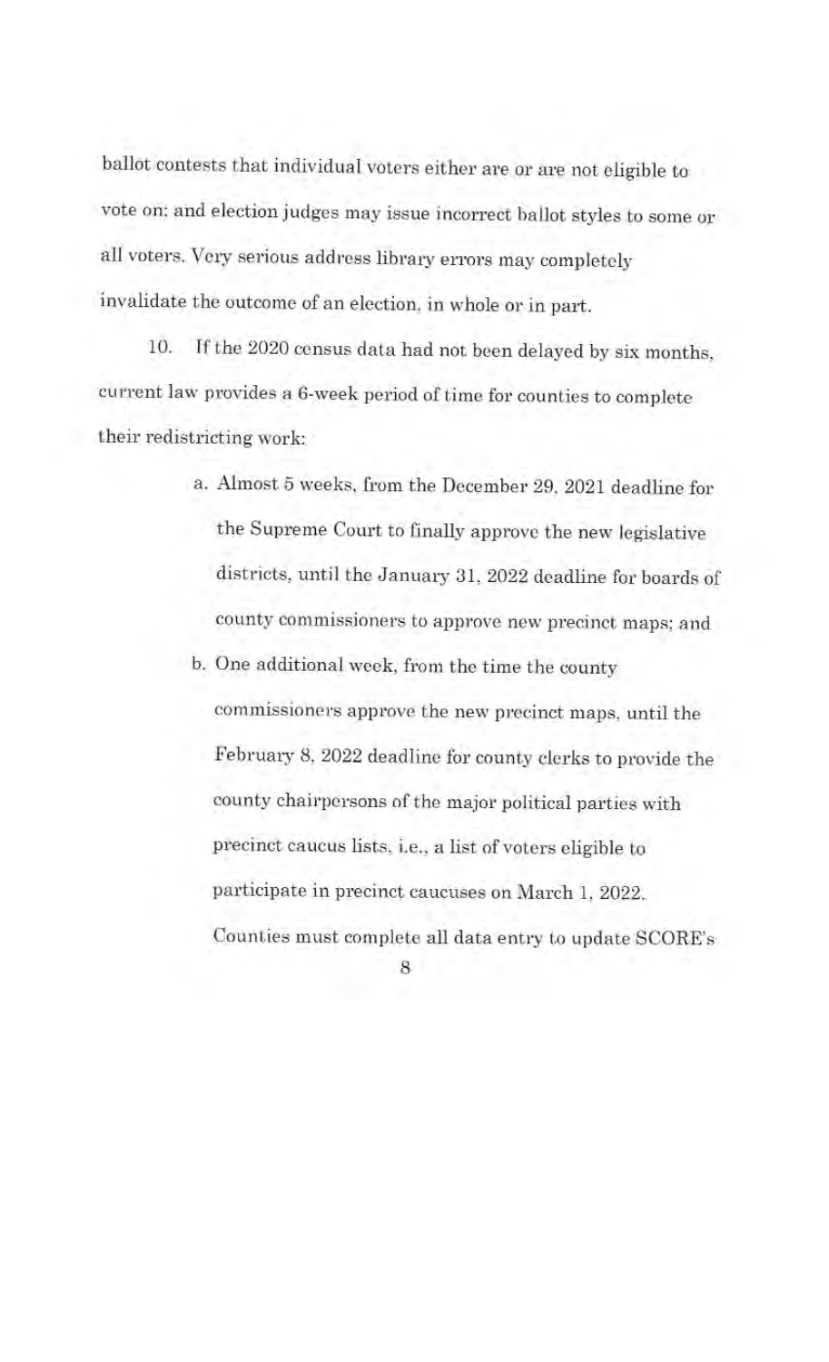ballot contests that individual voters either are or are not eligible to vote on; and election judges may issue incorrect ballot styles to some or all voters. Very serious address library errors may completely invalidate the outcome of an election, in whole or in part.

10. If the 2020 census data had not been delayed by six months, current law provides a 6-week period of time for counties to complete their redistricting work:

a. Almost 5 weeks, from the December 29, 2021 deadline for the Supreme Court to finally approve the new legislative districts, until the January 31, 2022 deadline for boards of county commissioners to approve new precinct maps; and

b. One additional week, from the time the county commissioners approve the new precinct maps, until the February 8, 2022 deadline for county clerks to provide the county chairpersons of the major political parties with precinct caucus lists, i.e., a list of voters eligible to participate in precinct caucuses on March 1, 2022. Counties must complete all data entry to update SCORE's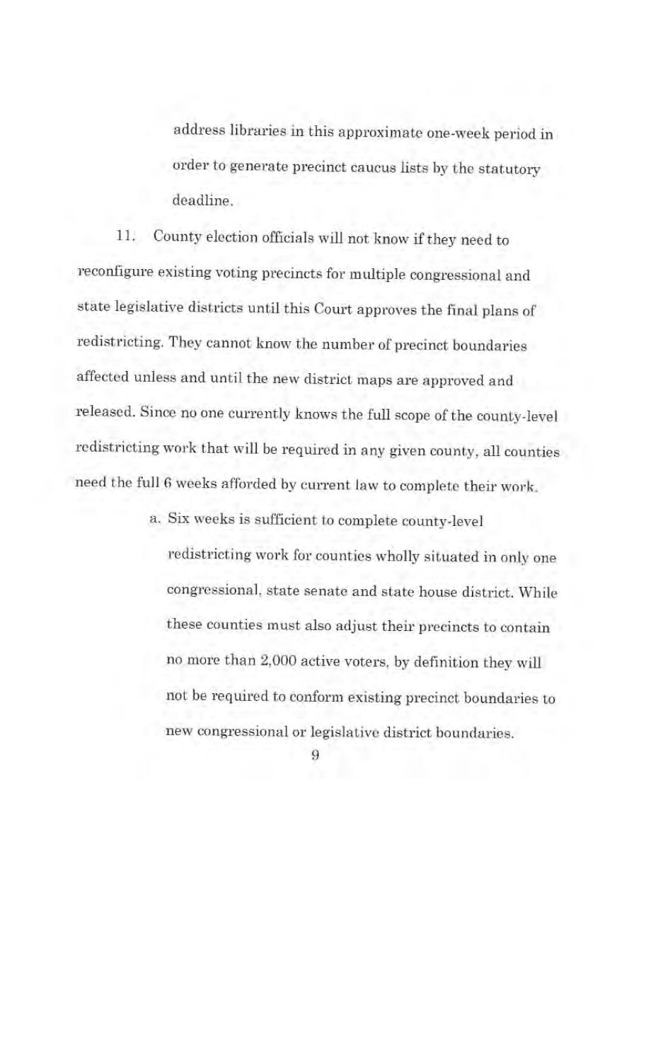address libraries in this approximate one-week period in order to generate precinct caucus lists by the statutory deadline.

11. County election officials will not know if they need to reconfigure existing voting precincts for multiple congressional and state legislative districts until this Court approves the final plans of redistricting. They cannot know the number of precinct boundaries affected unless and until the new district maps are approved and released. Since no one currently knows the full scope of the county-level redistricting work that will be required in any given county, all counties need the full 6 weeks afforded by current law to complete their work.

   a. Six weeks is sufficient to complete county-level redistricting work for counties wholly situated in only one congressional, state senate and state house district. While these counties must also adjust their precincts to contain no more than 2,000 active voters, by definition they will not be required to conform existing precinct boundaries to new congressional or legislative district boundaries.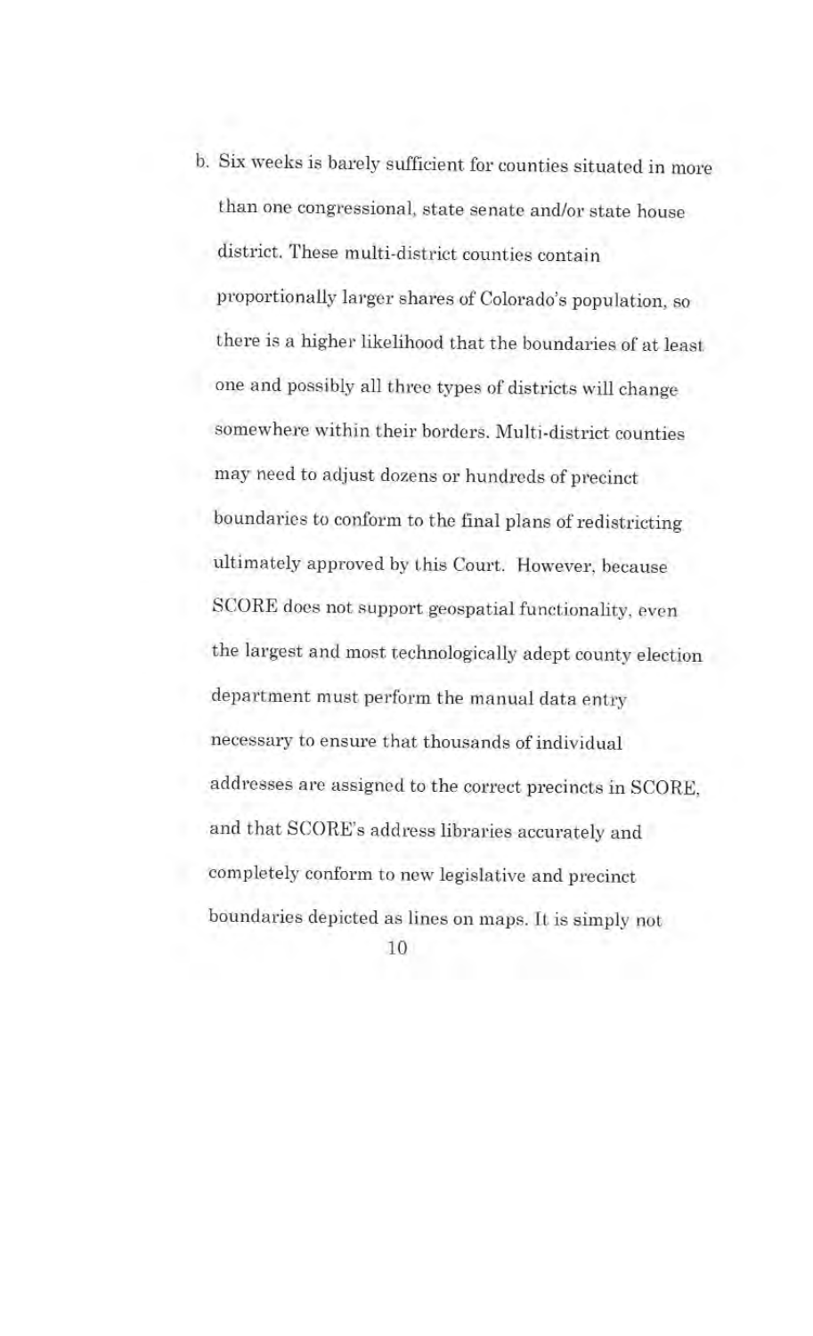b. Six weeks is barely sufficient for counties situated in more than one congressional, state senate and/or state house district. These multi-district counties contain proportionally larger shares of Colorado's population, so there is a higher likelihood that the boundaries of at least one and possibly all three types of districts will change somewhere within their borders. Multi-district counties may need to adjust dozens or hundreds of precinct boundaries to conform to the final plans of redistricting ultimately approved by this Court. However, because SCORE does not support geospatial functionality, even the largest and most technologically adept county election department must perform the manual data entry necessary to ensure that thousands of individual addresses are assigned to the correct precincts in SCORE, and that SCORE's address libraries accurately and completely conform to new legislative and precinct boundaries depicted as lines on maps. It is simply not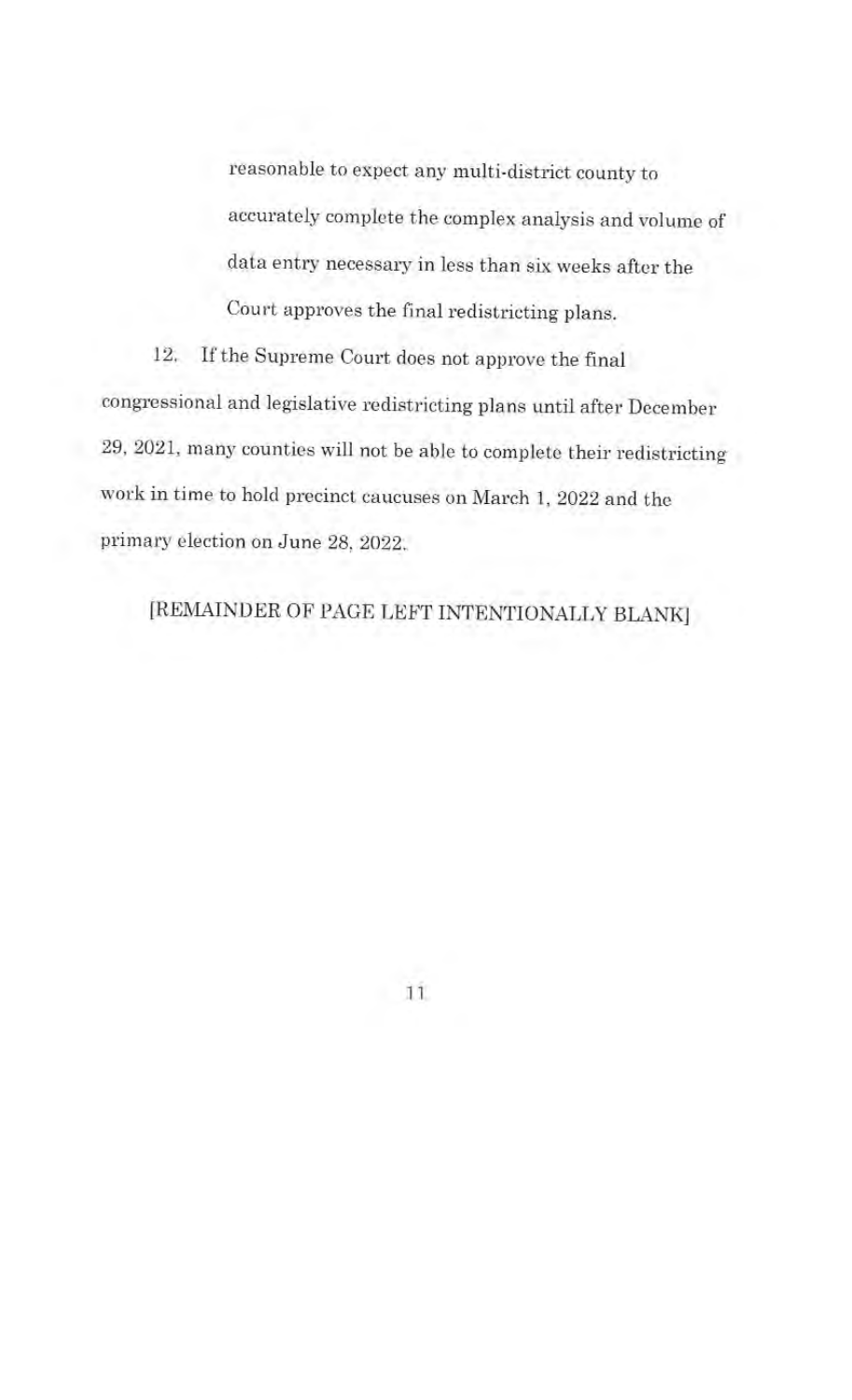reasonable to expect any multi-district county to accurately complete the complex analysis and volume of data entry necessary in less than six weeks after the Court approves the final redistricting plans.

12. If the Supreme Court does not approve the final congressional and legislative redistricting plans until after December 29, 2021, many counties will not be able to complete their redistricting work in time to hold precinct caucuses on March 1, 2022 and the primary election on June 28, 2022.

[REMAINDER OF PAGE LEFT INTENTIONALLY BLANK]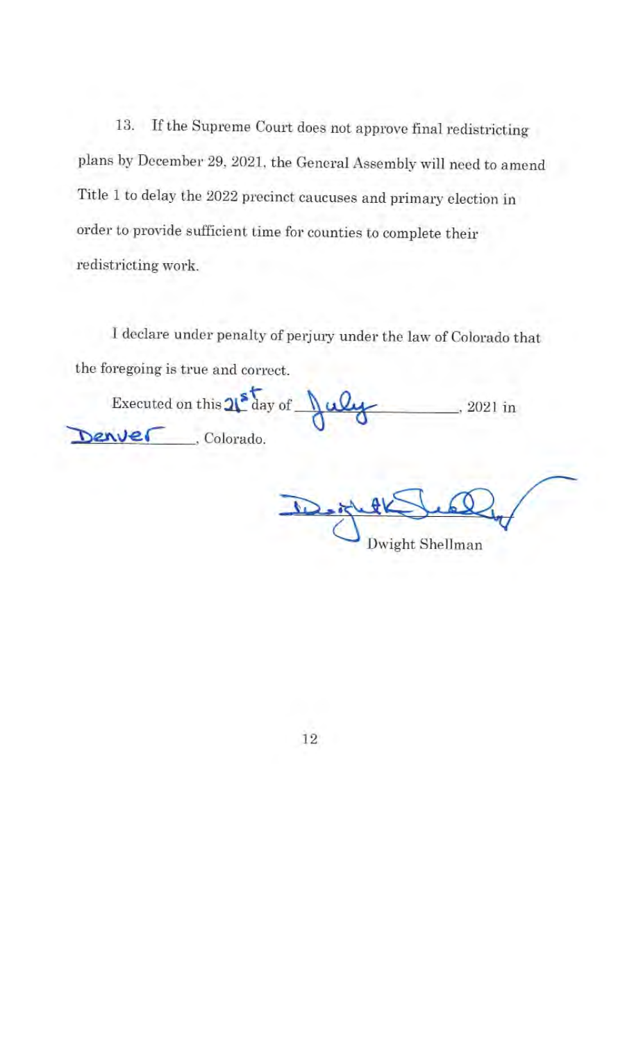13. If the Supreme Court does not approve final redistricting plans by December 29, 2021, the General Assembly will need to amend Title 1 to delay the 2022 precinct caucuses and primary election in order to provide sufficient time for counties to complete their redistricting work.

I declare under penalty of perjury under the law of Colorado that the foregoing is true and correct.

Executed on this 21st day of July, 2021 in Denver, Colorado.

Dwight Shellman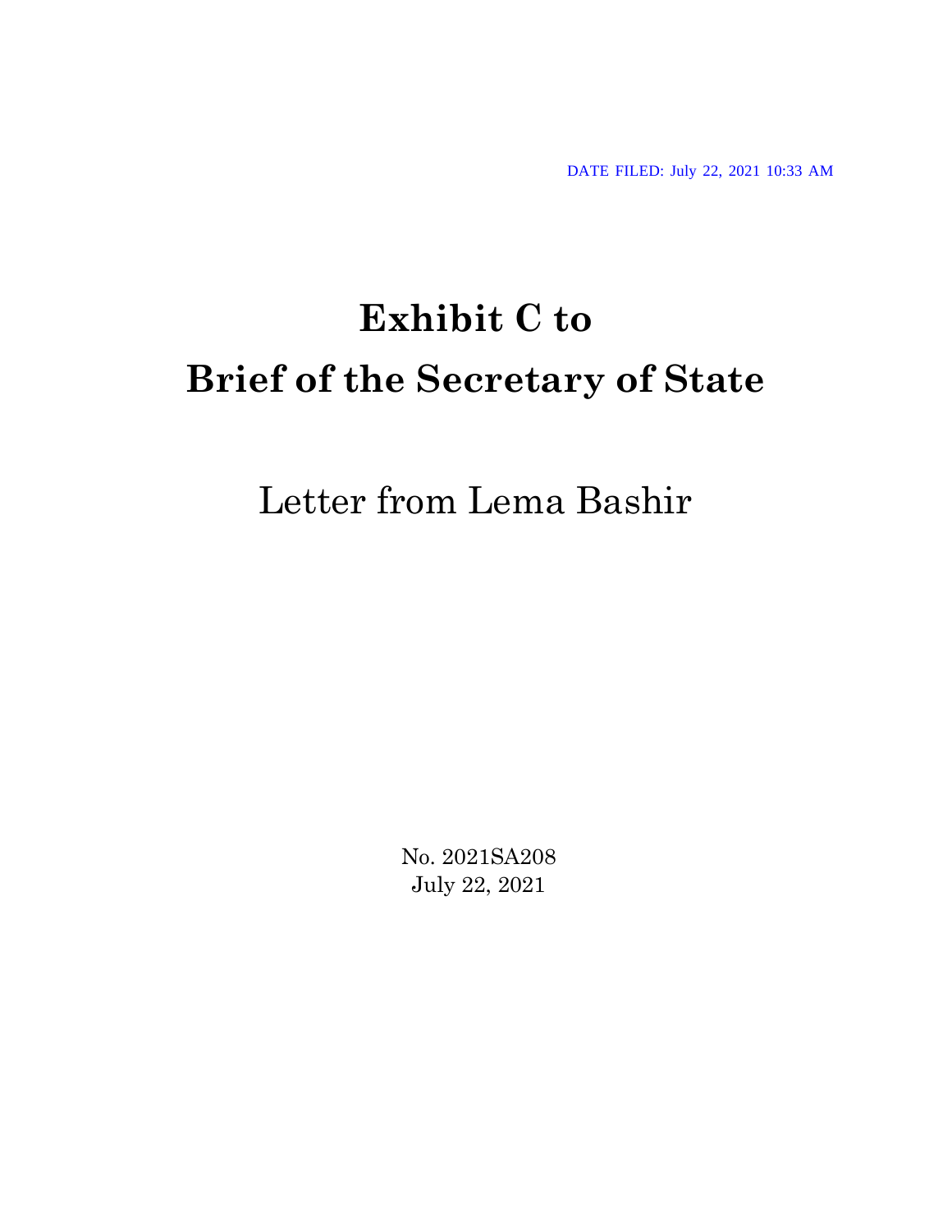DATE FILED: July 22, 2021 10:33 AM

# Exhibit C to
# Brief of the Secretary of State

## Letter from Lema Bashir

No. 2021SA208
July 22, 2021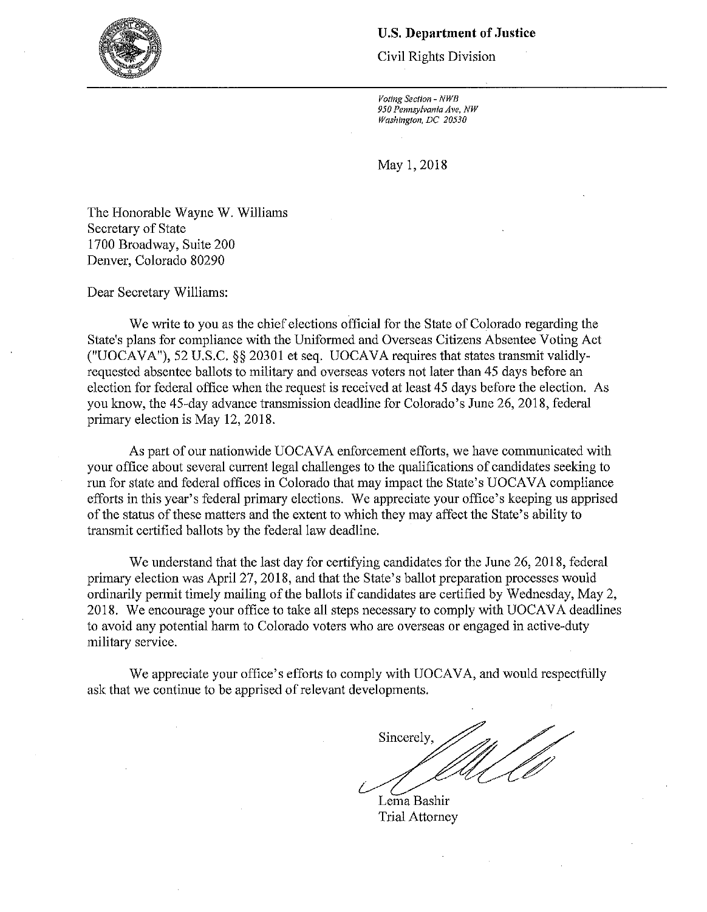**U.S. Department of Justice**

Civil Rights Division

*Voting Section - NWB*
*950 Pennsylvania Ave, NW*
*Washington, DC 20530*

May 1, 2018

The Honorable Wayne W. Williams
Secretary of State
1700 Broadway, Suite 200
Denver, Colorado 80290

Dear Secretary Williams:

We write to you as the chief elections official for the State of Colorado regarding the State's plans for compliance with the Uniformed and Overseas Citizens Absentee Voting Act ("UOCAVA"), 52 U.S.C. §§ 20301 et seq. UOCAVA requires that states transmit validly-requested absentee ballots to military and overseas voters not later than 45 days before an election for federal office when the request is received at least 45 days before the election. As you know, the 45-day advance transmission deadline for Colorado's June 26, 2018, federal primary election is May 12, 2018.

As part of our nationwide UOCAVA enforcement efforts, we have communicated with your office about several current legal challenges to the qualifications of candidates seeking to run for state and federal offices in Colorado that may impact the State's UOCAVA compliance efforts in this year's federal primary elections. We appreciate your office's keeping us apprised of the status of these matters and the extent to which they may affect the State's ability to transmit certified ballots by the federal law deadline.

We understand that the last day for certifying candidates for the June 26, 2018, federal primary election was April 27, 2018, and that the State's ballot preparation processes would ordinarily permit timely mailing of the ballots if candidates are certified by Wednesday, May 2, 2018. We encourage your office to take all steps necessary to comply with UOCAVA deadlines to avoid any potential harm to Colorado voters who are overseas or engaged in active-duty military service.

We appreciate your office's efforts to comply with UOCAVA, and would respectfully ask that we continue to be apprised of relevant developments.

Sincerely,

Lema Bashir
Trial Attorney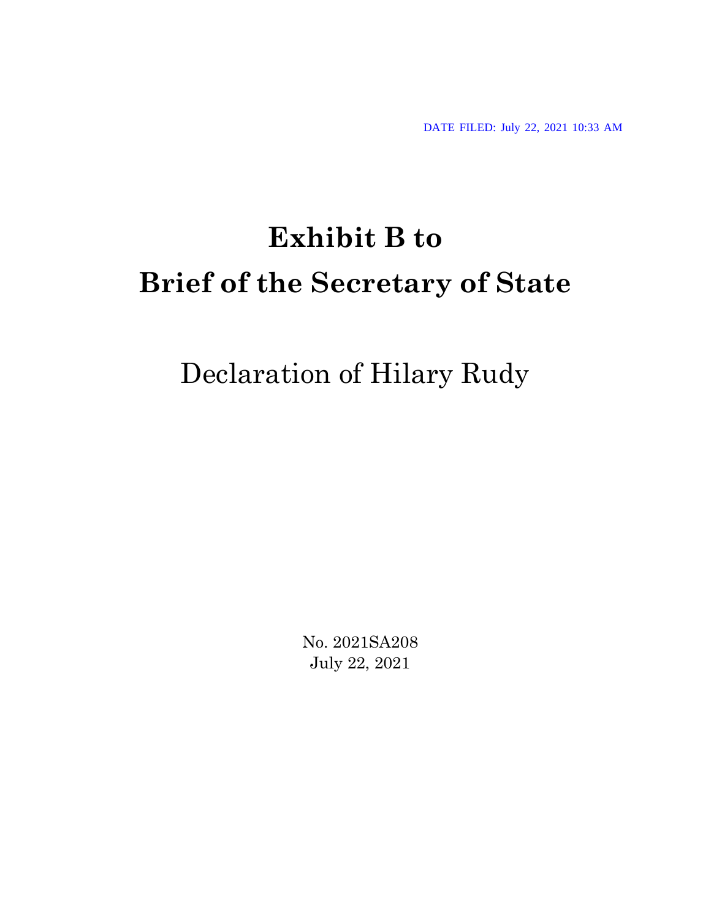DATE FILED: July 22, 2021 10:33 AM

# Exhibit B to
# Brief of the Secretary of State

## Declaration of Hilary Rudy

No. 2021SA208
July 22, 2021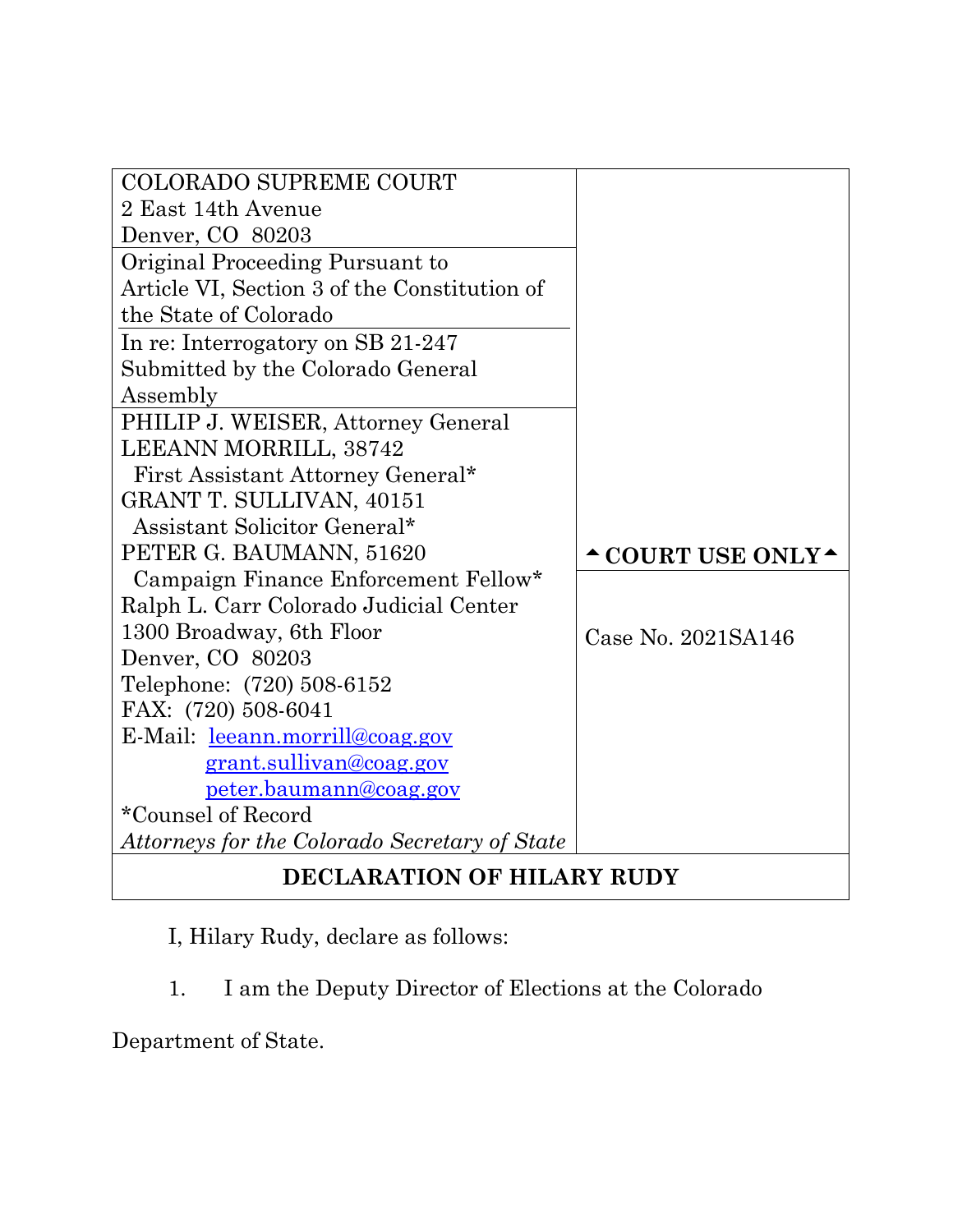| | |
|---|---|
| COLORADO SUPREME COURT<br>2 East 14th Avenue<br>Denver, CO 80203 | |
| Original Proceeding Pursuant to Article VI, Section 3 of the Constitution of the State of Colorado | |
| In re: Interrogatory on SB 21-247 Submitted by the Colorado General Assembly | |
| PHILIP J. WEISER, Attorney General<br>LEEANN MORRILL, 38742<br>First Assistant Attorney General*<br>GRANT T. SULLIVAN, 40151<br>Assistant Solicitor General*<br>PETER G. BAUMANN, 51620<br>Campaign Finance Enforcement Fellow*<br>Ralph L. Carr Colorado Judicial Center<br>1300 Broadway, 6th Floor<br>Denver, CO 80203<br>Telephone: (720) 508-6152<br>FAX: (720) 508-6041<br>E-Mail: leeann.morrill@coag.gov<br>grant.sullivan@coag.gov<br>peter.baumann@coag.gov<br>*Counsel of Record<br>*Attorneys for the Colorado Secretary of State* | ▲ **COURT USE ONLY** ▲<br><br>Case No. 2021SA146 |

**DECLARATION OF HILARY RUDY**

I, Hilary Rudy, declare as follows:

1. I am the Deputy Director of Elections at the Colorado Department of State.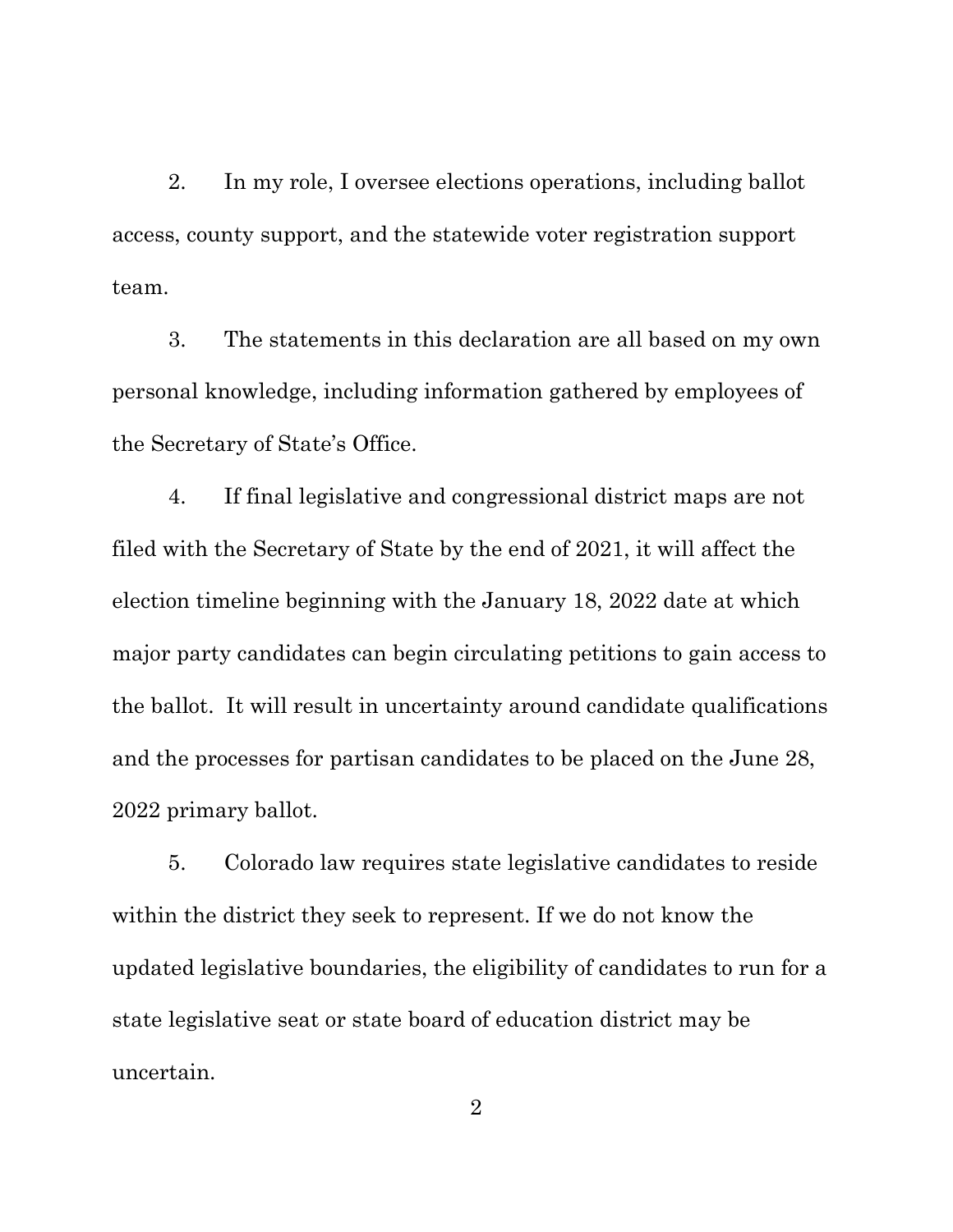2. In my role, I oversee elections operations, including ballot access, county support, and the statewide voter registration support team.

3. The statements in this declaration are all based on my own personal knowledge, including information gathered by employees of the Secretary of State's Office.

4. If final legislative and congressional district maps are not filed with the Secretary of State by the end of 2021, it will affect the election timeline beginning with the January 18, 2022 date at which major party candidates can begin circulating petitions to gain access to the ballot. It will result in uncertainty around candidate qualifications and the processes for partisan candidates to be placed on the June 28, 2022 primary ballot.

5. Colorado law requires state legislative candidates to reside within the district they seek to represent. If we do not know the updated legislative boundaries, the eligibility of candidates to run for a state legislative seat or state board of education district may be uncertain.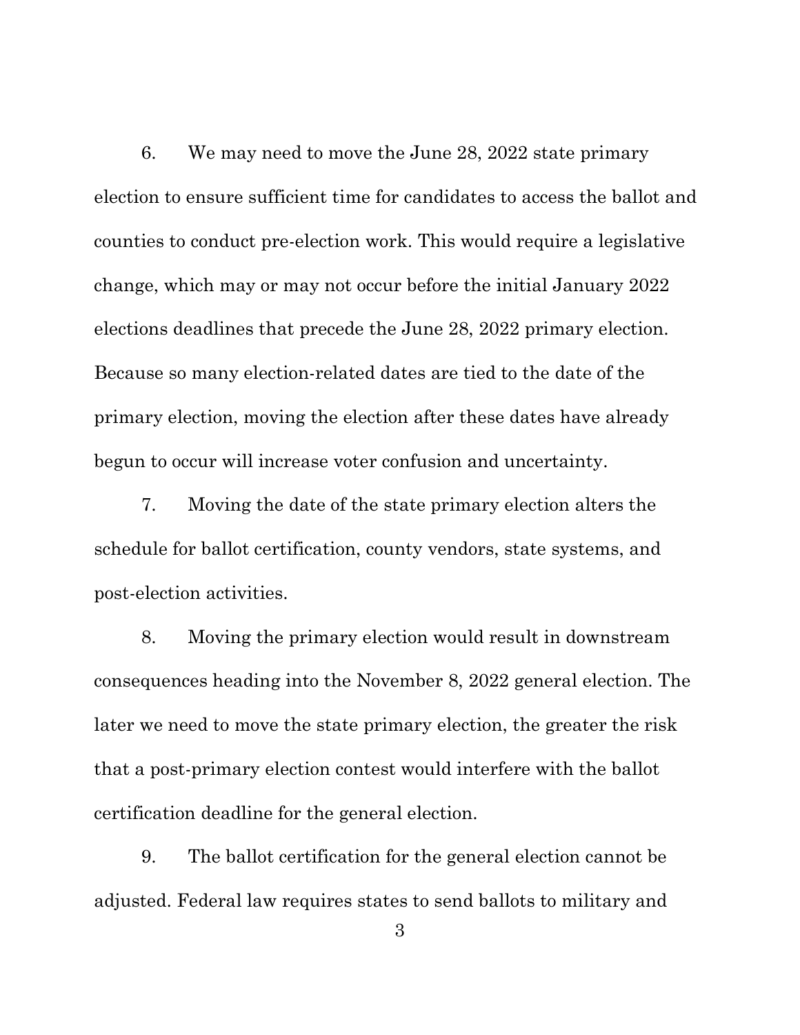6. We may need to move the June 28, 2022 state primary election to ensure sufficient time for candidates to access the ballot and counties to conduct pre-election work. This would require a legislative change, which may or may not occur before the initial January 2022 elections deadlines that precede the June 28, 2022 primary election. Because so many election-related dates are tied to the date of the primary election, moving the election after these dates have already begun to occur will increase voter confusion and uncertainty.

7. Moving the date of the state primary election alters the schedule for ballot certification, county vendors, state systems, and post-election activities.

8. Moving the primary election would result in downstream consequences heading into the November 8, 2022 general election. The later we need to move the state primary election, the greater the risk that a post-primary election contest would interfere with the ballot certification deadline for the general election.

9. The ballot certification for the general election cannot be adjusted. Federal law requires states to send ballots to military and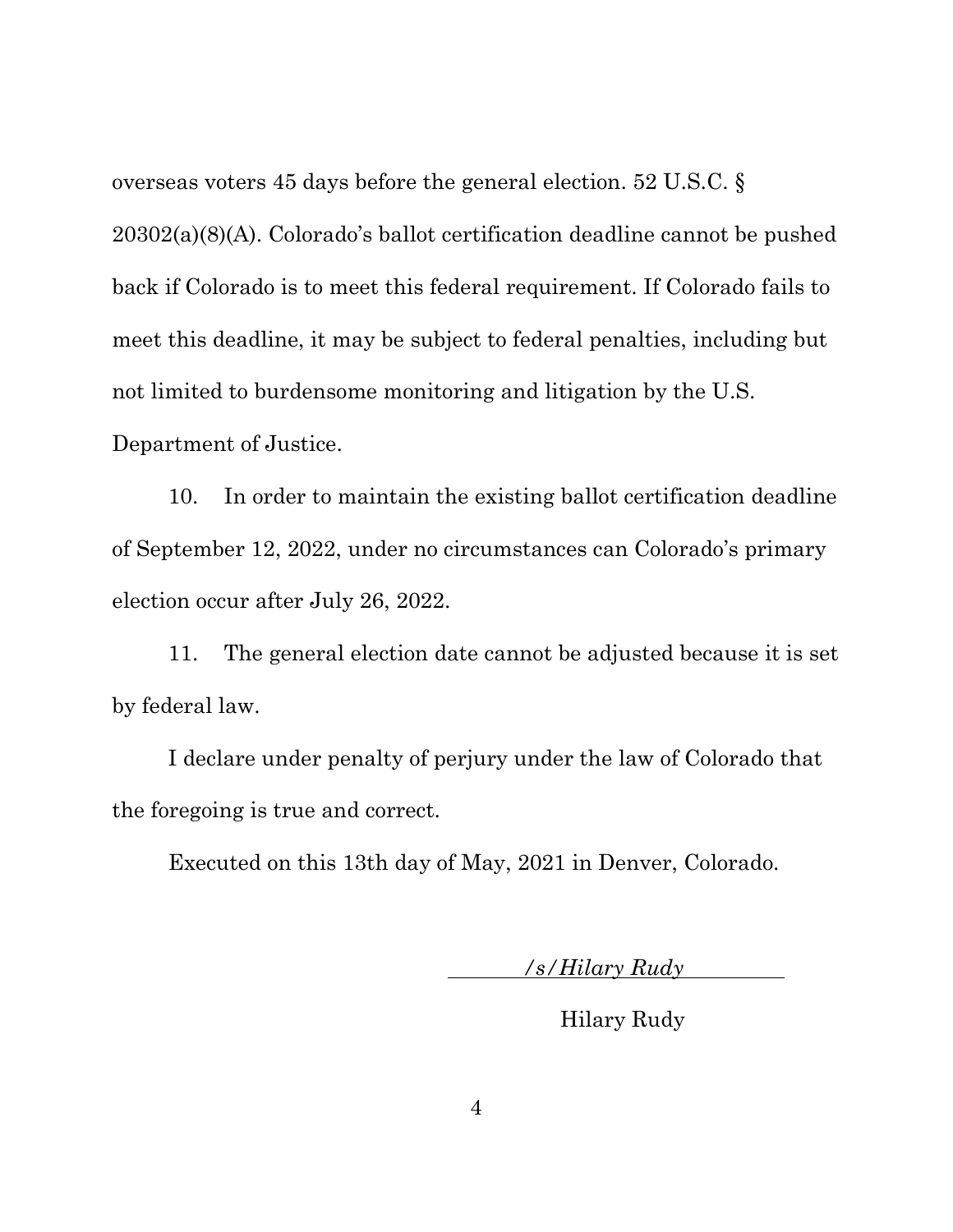overseas voters 45 days before the general election. 52 U.S.C. § 20302(a)(8)(A). Colorado's ballot certification deadline cannot be pushed back if Colorado is to meet this federal requirement. If Colorado fails to meet this deadline, it may be subject to federal penalties, including but not limited to burdensome monitoring and litigation by the U.S. Department of Justice.

10. In order to maintain the existing ballot certification deadline of September 12, 2022, under no circumstances can Colorado's primary election occur after July 26, 2022.

11. The general election date cannot be adjusted because it is set by federal law.

I declare under penalty of perjury under the law of Colorado that the foregoing is true and correct.

Executed on this 13th day of May, 2021 in Denver, Colorado.

*/s/Hilary Rudy*

Hilary Rudy